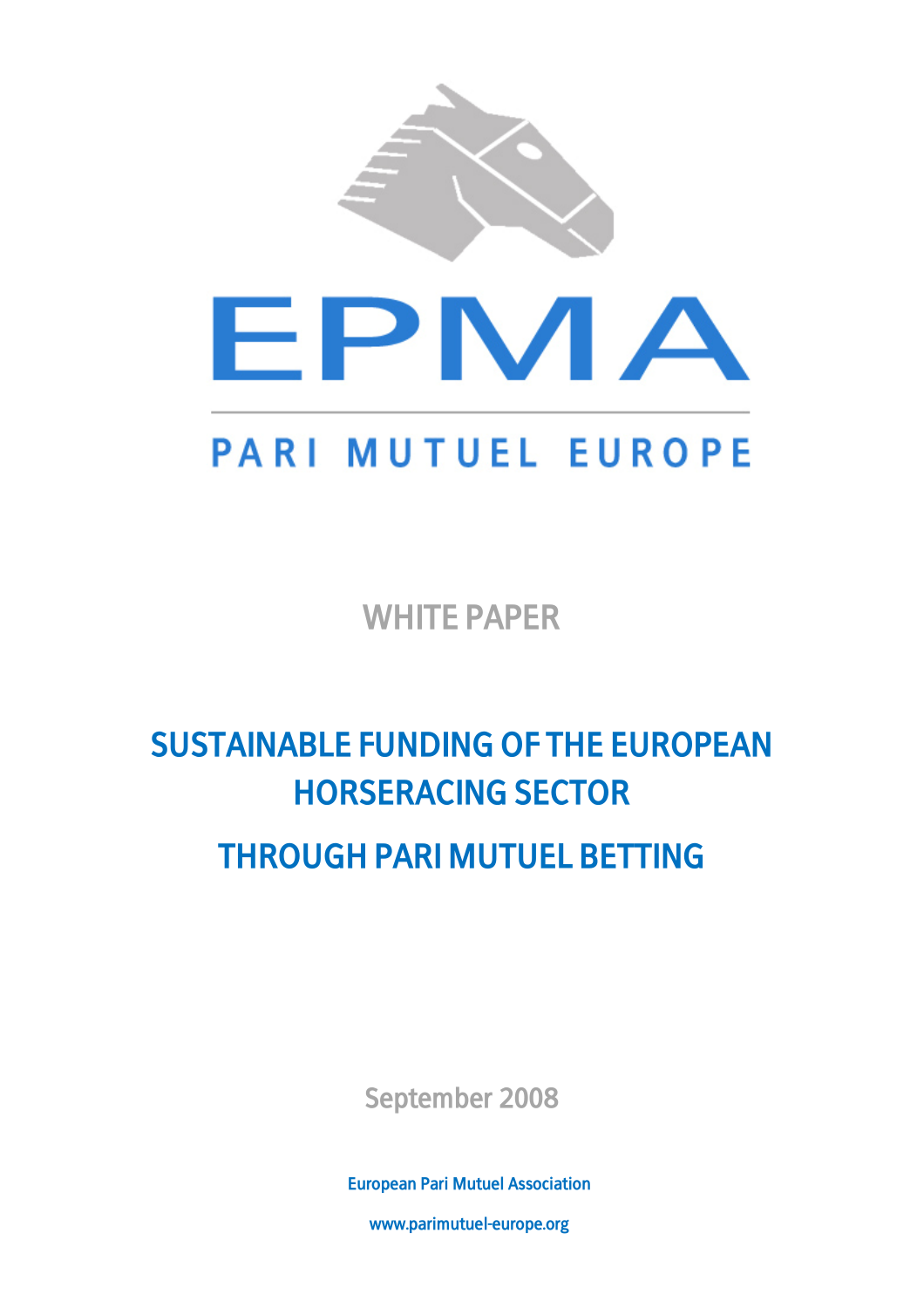EPMA

PARI MUTUEL EUROPE

WHITE PAPER

# SUSTAINABLE FUNDING OF THE EUROPEAN HORSERACING SECTOR THROUGH PARI MUTUEL BETTING

September 2008

European Pari Mutuel Association

www.parimutuel-europe.org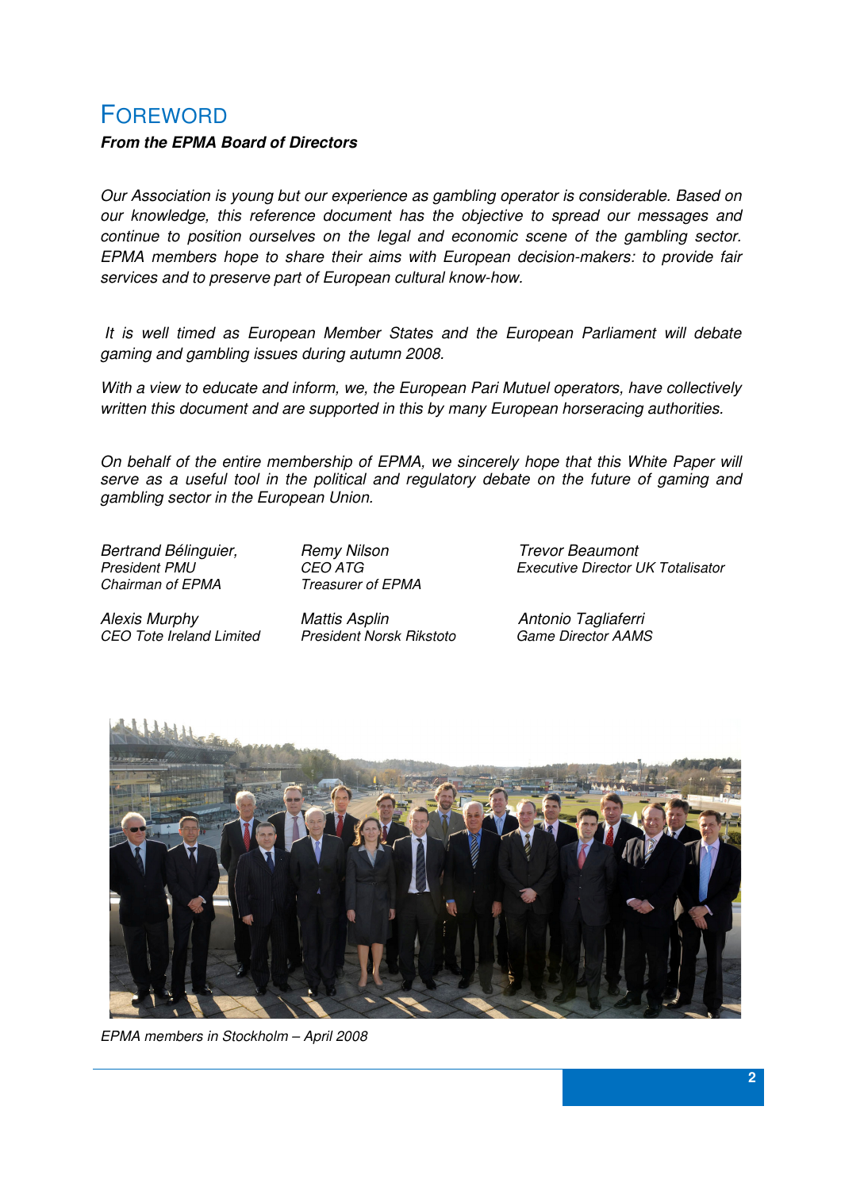# Foreword

***From the EPMA Board of Directors***

*Our Association is young but our experience as gambling operator is considerable. Based on our knowledge, this reference document has the objective to spread our messages and continue to position ourselves on the legal and economic scene of the gambling sector. EPMA members hope to share their aims with European decision-makers: to provide fair services and to preserve part of European cultural know-how.*

*It is well timed as European Member States and the European Parliament will debate gaming and gambling issues during autumn 2008.*

*With a view to educate and inform, we, the European Pari Mutuel operators, have collectively written this document and are supported in this by many European horseracing authorities.*

*On behalf of the entire membership of EPMA, we sincerely hope that this White Paper will serve as a useful tool in the political and regulatory debate on the future of gaming and gambling sector in the European Union.*

*Bertrand Bélinguier,*
*President PMU*
*Chairman of EPMA*

*Remy Nilson*
*CEO ATG*
*Treasurer of EPMA*

*Trevor Beaumont*
*Executive Director UK Totalisator*

*Alexis Murphy*
*CEO Tote Ireland Limited*

*Mattis Asplin*
*President Norsk Rikstoto*

*Antonio Tagliaferri*
*Game Director AAMS*

*EPMA members in Stockholm – April 2008*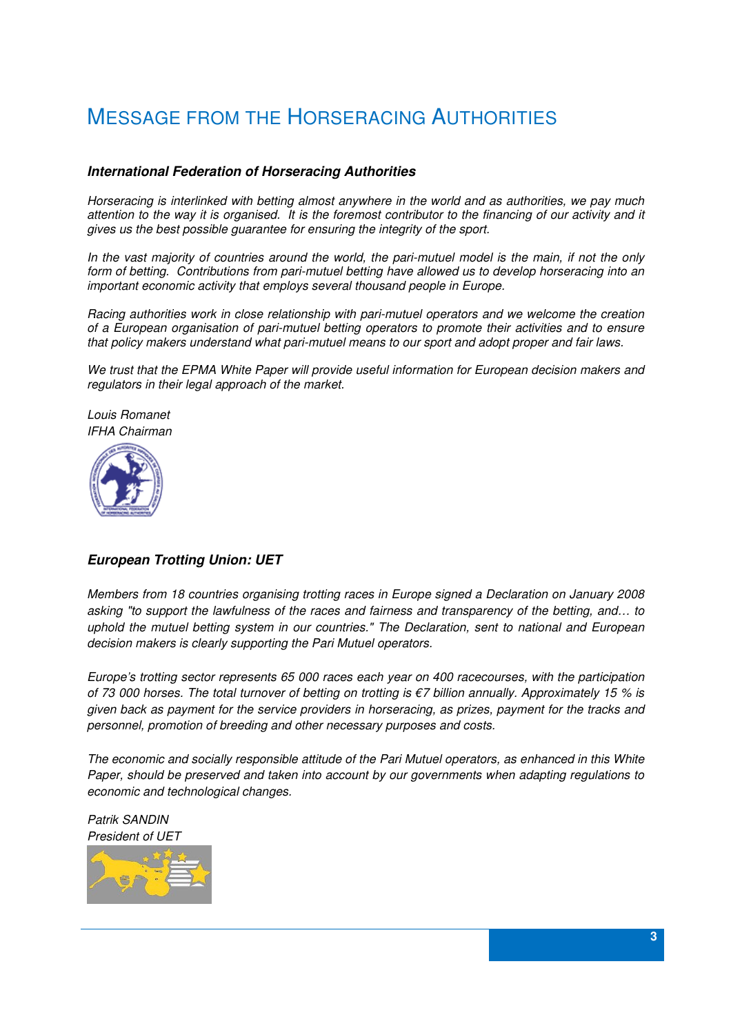# MESSAGE FROM THE HORSERACING AUTHORITIES

### International Federation of Horseracing Authorities

*Horseracing is interlinked with betting almost anywhere in the world and as authorities, we pay much attention to the way it is organised. It is the foremost contributor to the financing of our activity and it gives us the best possible guarantee for ensuring the integrity of the sport.*

*In the vast majority of countries around the world, the pari-mutuel model is the main, if not the only form of betting. Contributions from pari-mutuel betting have allowed us to develop horseracing into an important economic activity that employs several thousand people in Europe.*

*Racing authorities work in close relationship with pari-mutuel operators and we welcome the creation of a European organisation of pari-mutuel betting operators to promote their activities and to ensure that policy makers understand what pari-mutuel means to our sport and adopt proper and fair laws.*

*We trust that the EPMA White Paper will provide useful information for European decision makers and regulators in their legal approach of the market.*

*Louis Romanet*
*IFHA Chairman*

### European Trotting Union: UET

*Members from 18 countries organising trotting races in Europe signed a Declaration on January 2008 asking "to support the lawfulness of the races and fairness and transparency of the betting, and… to uphold the mutuel betting system in our countries." The Declaration, sent to national and European decision makers is clearly supporting the Pari Mutuel operators.*

*Europe's trotting sector represents 65 000 races each year on 400 racecourses, with the participation of 73 000 horses. The total turnover of betting on trotting is €7 billion annually. Approximately 15 % is given back as payment for the service providers in horseracing, as prizes, payment for the tracks and personnel, promotion of breeding and other necessary purposes and costs.*

*The economic and socially responsible attitude of the Pari Mutuel operators, as enhanced in this White Paper, should be preserved and taken into account by our governments when adapting regulations to economic and technological changes.*

*Patrik SANDIN*
*President of UET*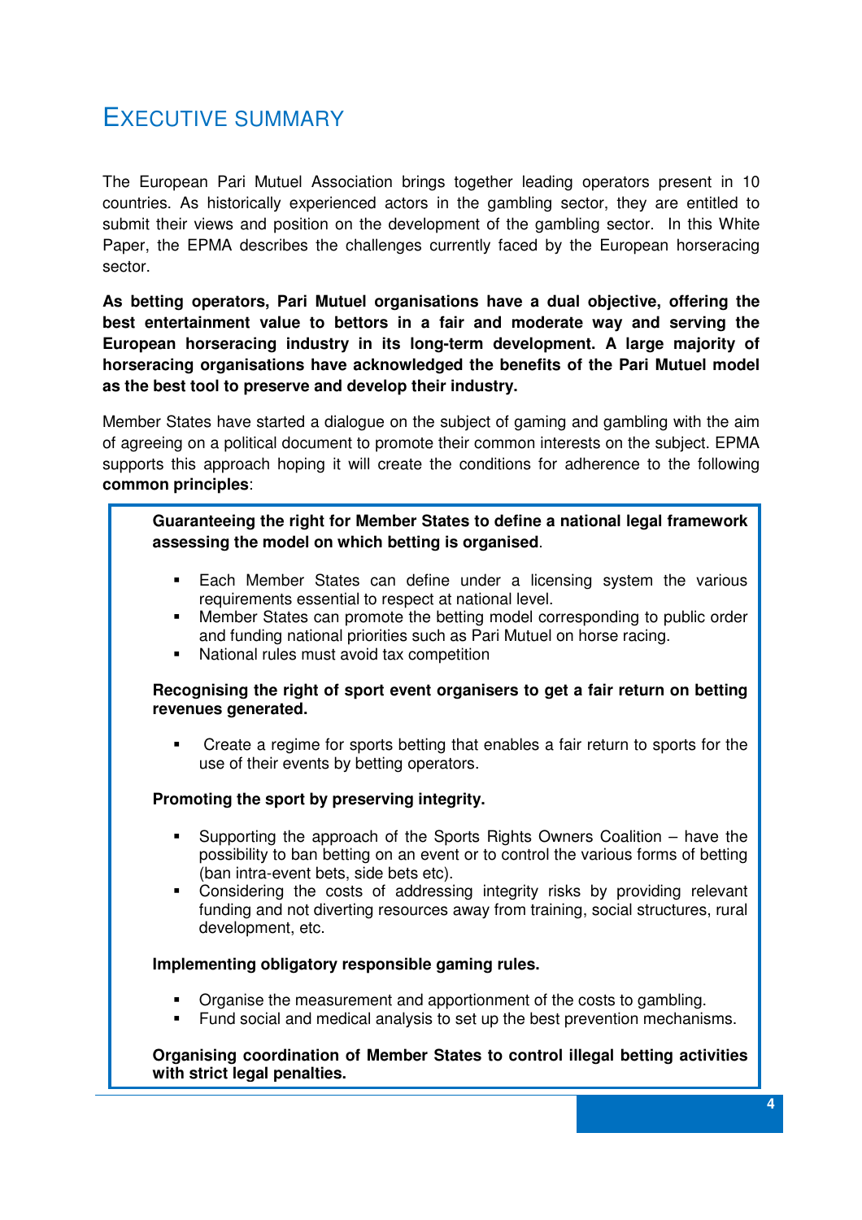# EXECUTIVE SUMMARY

The European Pari Mutuel Association brings together leading operators present in 10 countries. As historically experienced actors in the gambling sector, they are entitled to submit their views and position on the development of the gambling sector. In this White Paper, the EPMA describes the challenges currently faced by the European horseracing sector.

**As betting operators, Pari Mutuel organisations have a dual objective, offering the best entertainment value to bettors in a fair and moderate way and serving the European horseracing industry in its long-term development. A large majority of horseracing organisations have acknowledged the benefits of the Pari Mutuel model as the best tool to preserve and develop their industry.**

Member States have started a dialogue on the subject of gaming and gambling with the aim of agreeing on a political document to promote their common interests on the subject. EPMA supports this approach hoping it will create the conditions for adherence to the following **common principles**:

**Guaranteeing the right for Member States to define a national legal framework assessing the model on which betting is organised**.

- Each Member States can define under a licensing system the various requirements essential to respect at national level.
- Member States can promote the betting model corresponding to public order and funding national priorities such as Pari Mutuel on horse racing.
- National rules must avoid tax competition

**Recognising the right of sport event organisers to get a fair return on betting revenues generated.**

- Create a regime for sports betting that enables a fair return to sports for the use of their events by betting operators.

**Promoting the sport by preserving integrity.**

- Supporting the approach of the Sports Rights Owners Coalition – have the possibility to ban betting on an event or to control the various forms of betting (ban intra-event bets, side bets etc).
- Considering the costs of addressing integrity risks by providing relevant funding and not diverting resources away from training, social structures, rural development, etc.

**Implementing obligatory responsible gaming rules.**

- Organise the measurement and apportionment of the costs to gambling.
- Fund social and medical analysis to set up the best prevention mechanisms.

**Organising coordination of Member States to control illegal betting activities with strict legal penalties.**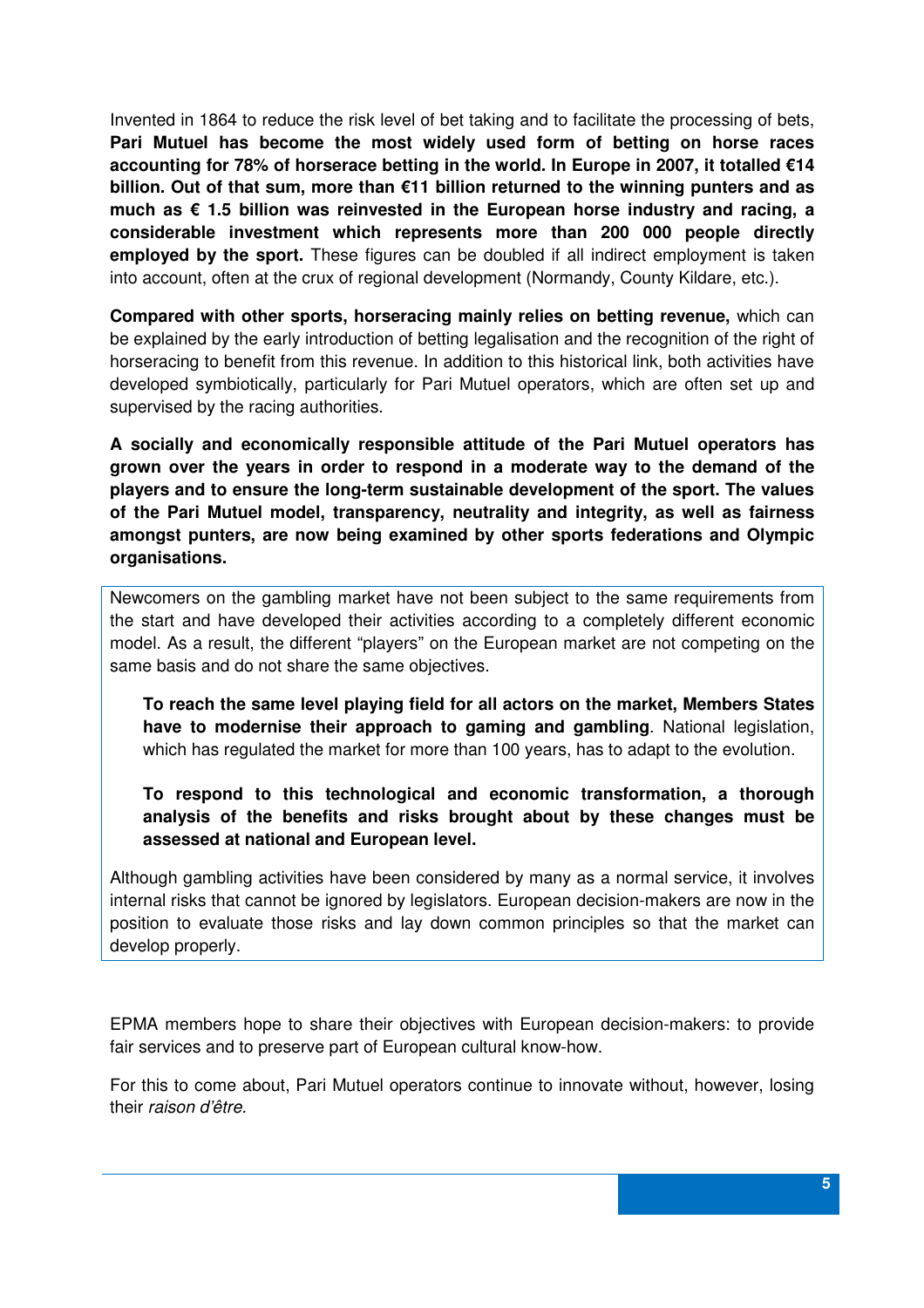Invented in 1864 to reduce the risk level of bet taking and to facilitate the processing of bets, **Pari Mutuel has become the most widely used form of betting on horse races accounting for 78% of horserace betting in the world. In Europe in 2007, it totalled €14 billion. Out of that sum, more than €11 billion returned to the winning punters and as much as € 1.5 billion was reinvested in the European horse industry and racing, a considerable investment which represents more than 200 000 people directly employed by the sport.** These figures can be doubled if all indirect employment is taken into account, often at the crux of regional development (Normandy, County Kildare, etc.).

**Compared with other sports, horseracing mainly relies on betting revenue,** which can be explained by the early introduction of betting legalisation and the recognition of the right of horseracing to benefit from this revenue. In addition to this historical link, both activities have developed symbiotically, particularly for Pari Mutuel operators, which are often set up and supervised by the racing authorities.

**A socially and economically responsible attitude of the Pari Mutuel operators has grown over the years in order to respond in a moderate way to the demand of the players and to ensure the long-term sustainable development of the sport. The values of the Pari Mutuel model, transparency, neutrality and integrity, as well as fairness amongst punters, are now being examined by other sports federations and Olympic organisations.**

Newcomers on the gambling market have not been subject to the same requirements from the start and have developed their activities according to a completely different economic model. As a result, the different "players" on the European market are not competing on the same basis and do not share the same objectives.

> **To reach the same level playing field for all actors on the market, Members States have to modernise their approach to gaming and gambling**. National legislation, which has regulated the market for more than 100 years, has to adapt to the evolution.
>
> **To respond to this technological and economic transformation, a thorough analysis of the benefits and risks brought about by these changes must be assessed at national and European level.**

Although gambling activities have been considered by many as a normal service, it involves internal risks that cannot be ignored by legislators. European decision-makers are now in the position to evaluate those risks and lay down common principles so that the market can develop properly.

EPMA members hope to share their objectives with European decision-makers: to provide fair services and to preserve part of European cultural know-how.

For this to come about, Pari Mutuel operators continue to innovate without, however, losing their *raison d'être.*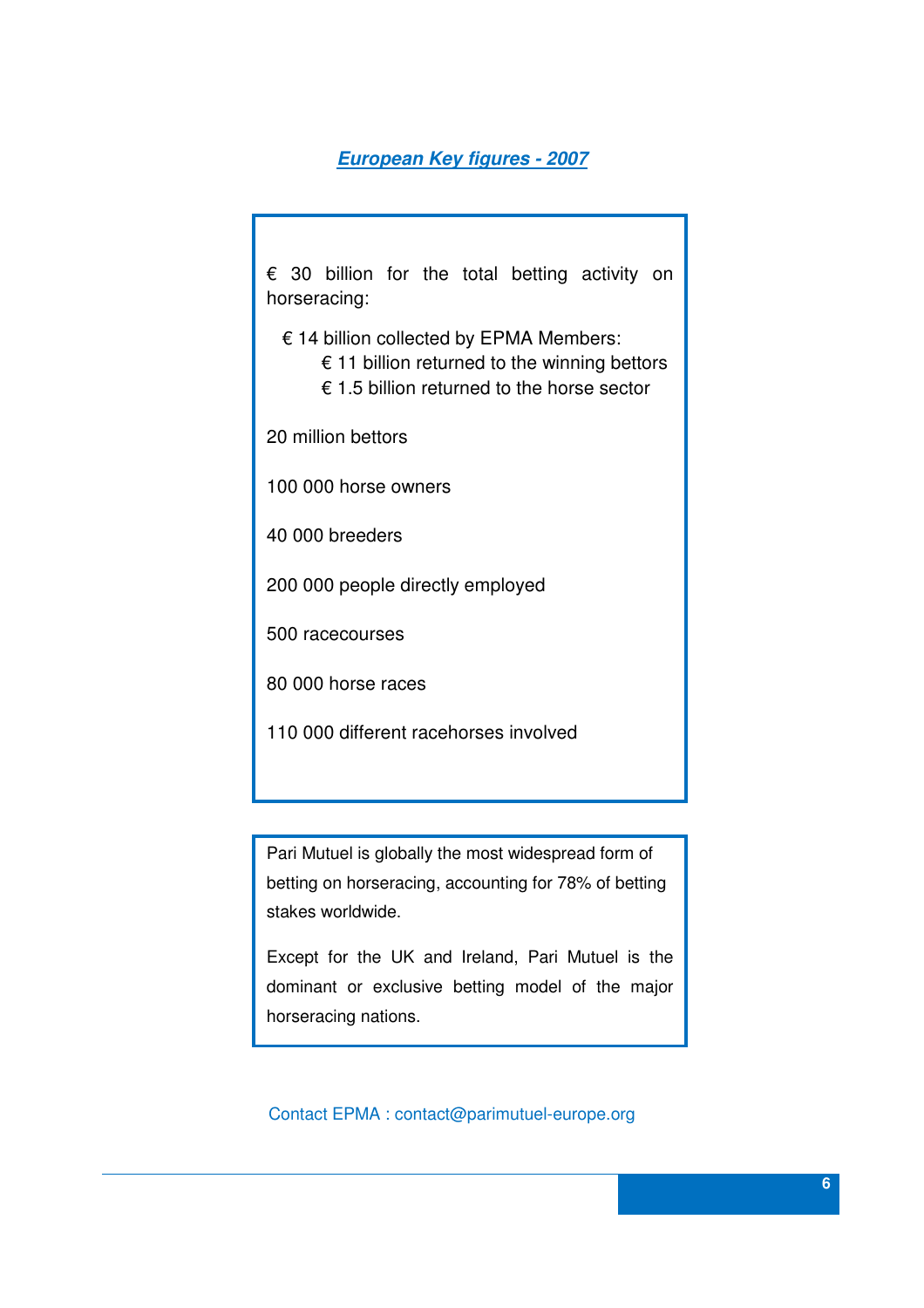## ***European Key figures - 2007***

€ 30 billion for the total betting activity on horseracing:

- € 14 billion collected by EPMA Members:
  - € 11 billion returned to the winning bettors
  - € 1.5 billion returned to the horse sector

20 million bettors

100 000 horse owners

40 000 breeders

200 000 people directly employed

500 racecourses

80 000 horse races

110 000 different racehorses involved

Pari Mutuel is globally the most widespread form of betting on horseracing, accounting for 78% of betting stakes worldwide.

Except for the UK and Ireland, Pari Mutuel is the dominant or exclusive betting model of the major horseracing nations.

Contact EPMA : contact@parimutuel-europe.org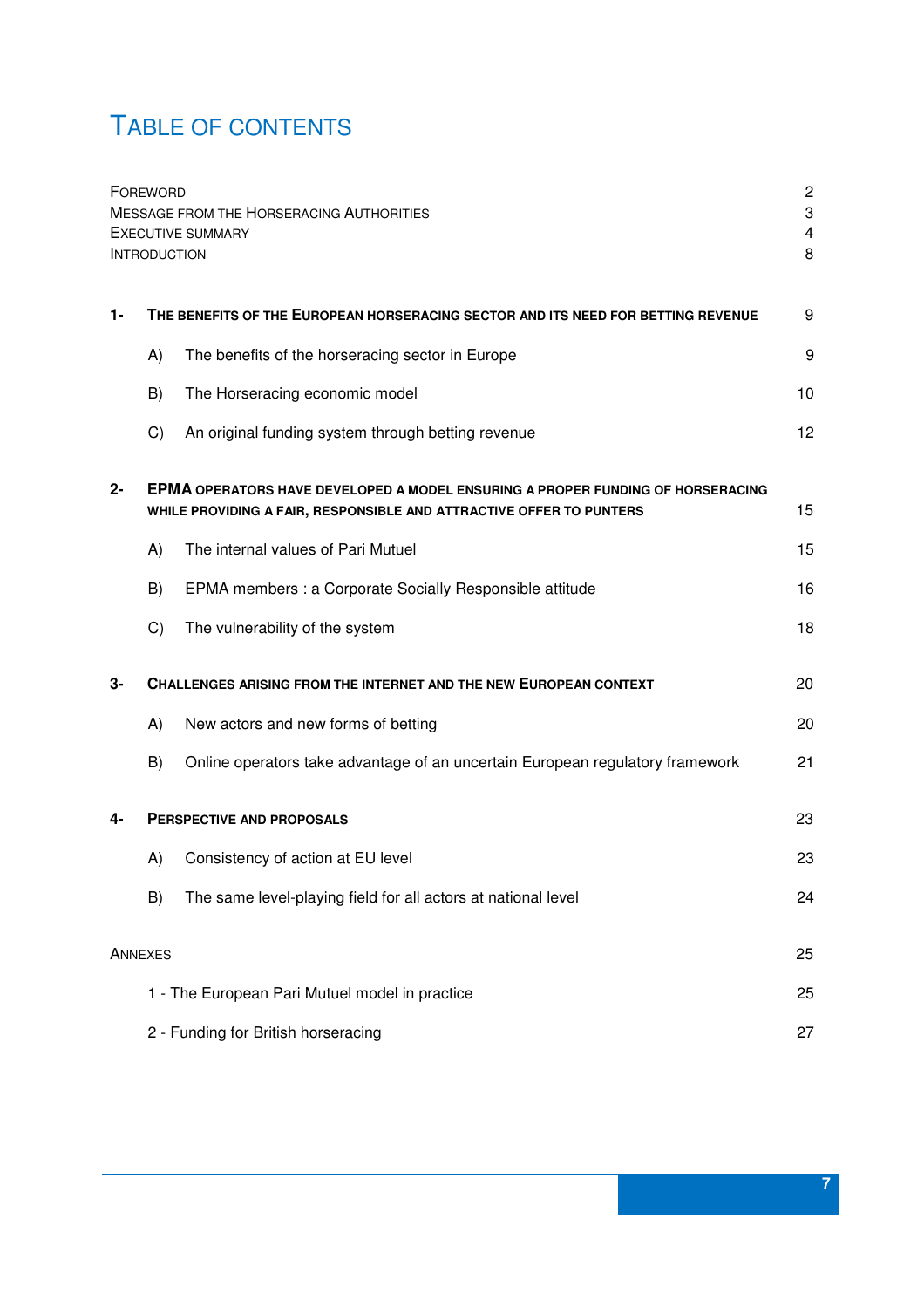# TABLE OF CONTENTS

| | | |
|---|---|---|
| FOREWORD | | 2 |
| MESSAGE FROM THE HORSERACING AUTHORITIES | | 3 |
| EXECUTIVE SUMMARY | | 4 |
| INTRODUCTION | | 8 |
| **1-** | **THE BENEFITS OF THE EUROPEAN HORSERACING SECTOR AND ITS NEED FOR BETTING REVENUE** | 9 |
| A) | The benefits of the horseracing sector in Europe | 9 |
| B) | The Horseracing economic model | 10 |
| C) | An original funding system through betting revenue | 12 |
| **2-** | **EPMA OPERATORS HAVE DEVELOPED A MODEL ENSURING A PROPER FUNDING OF HORSERACING WHILE PROVIDING A FAIR, RESPONSIBLE AND ATTRACTIVE OFFER TO PUNTERS** | 15 |
| A) | The internal values of Pari Mutuel | 15 |
| B) | EPMA members : a Corporate Socially Responsible attitude | 16 |
| C) | The vulnerability of the system | 18 |
| **3-** | **CHALLENGES ARISING FROM THE INTERNET AND THE NEW EUROPEAN CONTEXT** | 20 |
| A) | New actors and new forms of betting | 20 |
| B) | Online operators take advantage of an uncertain European regulatory framework | 21 |
| **4-** | **PERSPECTIVE AND PROPOSALS** | 23 |
| A) | Consistency of action at EU level | 23 |
| B) | The same level-playing field for all actors at national level | 24 |
| ANNEXES | | 25 |
| | 1 - The European Pari Mutuel model in practice | 25 |
| | 2 - Funding for British horseracing | 27 |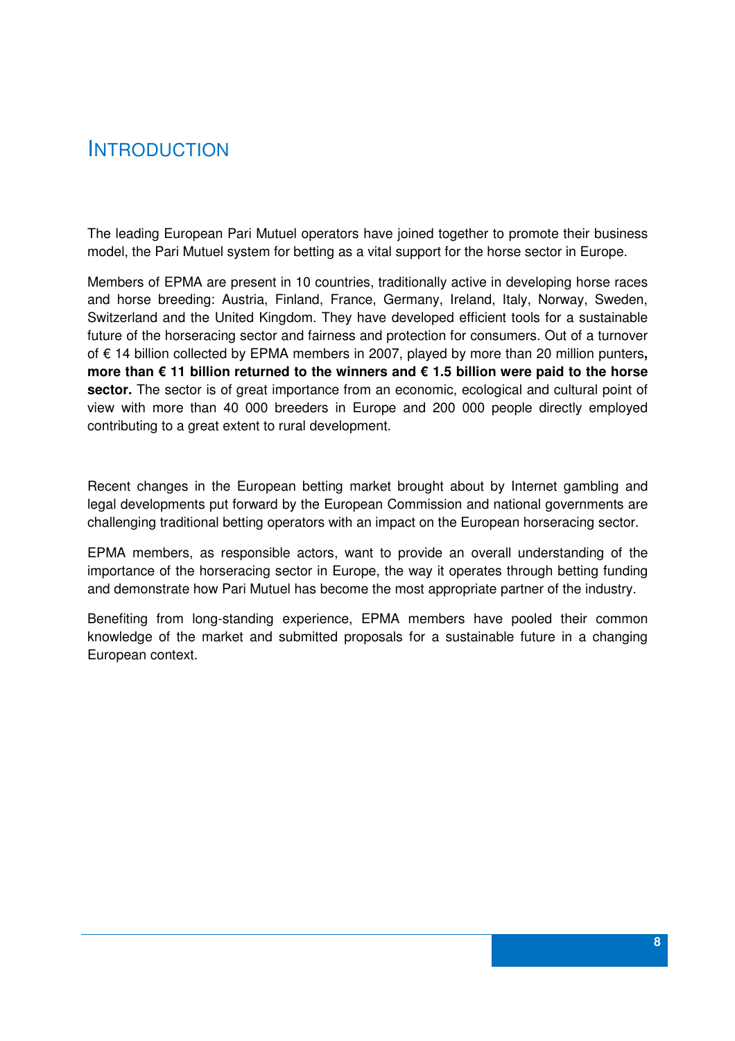# INTRODUCTION

The leading European Pari Mutuel operators have joined together to promote their business model, the Pari Mutuel system for betting as a vital support for the horse sector in Europe.

Members of EPMA are present in 10 countries, traditionally active in developing horse races and horse breeding: Austria, Finland, France, Germany, Ireland, Italy, Norway, Sweden, Switzerland and the United Kingdom. They have developed efficient tools for a sustainable future of the horseracing sector and fairness and protection for consumers. Out of a turnover of € 14 billion collected by EPMA members in 2007, played by more than 20 million punters**, more than € 11 billion returned to the winners and € 1.5 billion were paid to the horse sector.** The sector is of great importance from an economic, ecological and cultural point of view with more than 40 000 breeders in Europe and 200 000 people directly employed contributing to a great extent to rural development.

Recent changes in the European betting market brought about by Internet gambling and legal developments put forward by the European Commission and national governments are challenging traditional betting operators with an impact on the European horseracing sector.

EPMA members, as responsible actors, want to provide an overall understanding of the importance of the horseracing sector in Europe, the way it operates through betting funding and demonstrate how Pari Mutuel has become the most appropriate partner of the industry.

Benefiting from long-standing experience, EPMA members have pooled their common knowledge of the market and submitted proposals for a sustainable future in a changing European context.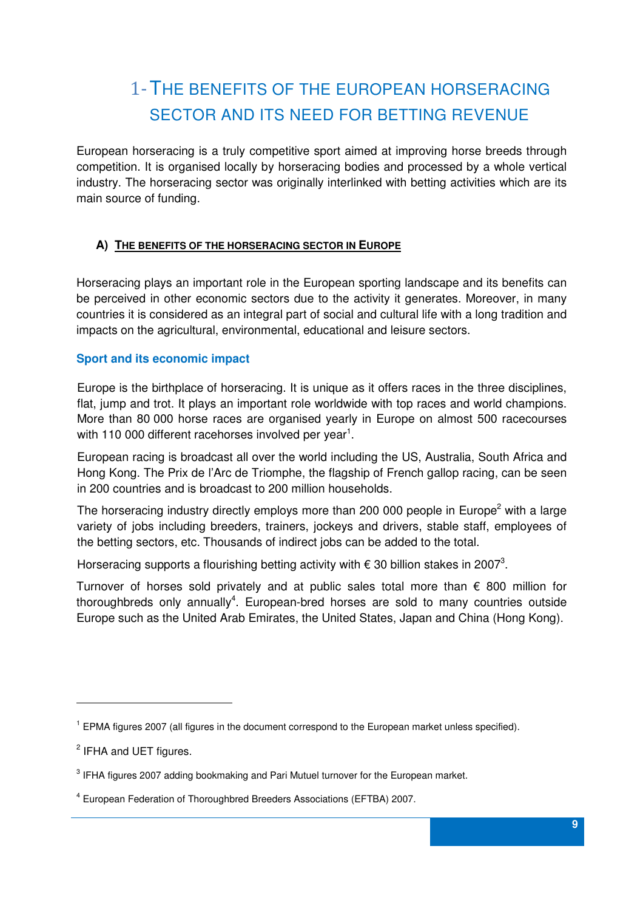# 1- The benefits of the European horseracing sector and its need for betting revenue

European horseracing is a truly competitive sport aimed at improving horse breeds through competition. It is organised locally by horseracing bodies and processed by a whole vertical industry. The horseracing sector was originally interlinked with betting activities which are its main source of funding.

## A) The benefits of the horseracing sector in Europe

Horseracing plays an important role in the European sporting landscape and its benefits can be perceived in other economic sectors due to the activity it generates. Moreover, in many countries it is considered as an integral part of social and cultural life with a long tradition and impacts on the agricultural, environmental, educational and leisure sectors.

### Sport and its economic impact

Europe is the birthplace of horseracing. It is unique as it offers races in the three disciplines, flat, jump and trot. It plays an important role worldwide with top races and world champions. More than 80 000 horse races are organised yearly in Europe on almost 500 racecourses with 110 000 different racehorses involved per year[1].

European racing is broadcast all over the world including the US, Australia, South Africa and Hong Kong. The Prix de l'Arc de Triomphe, the flagship of French gallop racing, can be seen in 200 countries and is broadcast to 200 million households.

The horseracing industry directly employs more than 200 000 people in Europe[2] with a large variety of jobs including breeders, trainers, jockeys and drivers, stable staff, employees of the betting sectors, etc. Thousands of indirect jobs can be added to the total.

Horseracing supports a flourishing betting activity with € 30 billion stakes in 2007[3].

Turnover of horses sold privately and at public sales total more than € 800 million for thoroughbreds only annually[4]. European-bred horses are sold to many countries outside Europe such as the United Arab Emirates, the United States, Japan and China (Hong Kong).

---

[1] EPMA figures 2007 (all figures in the document correspond to the European market unless specified).

[2] IFHA and UET figures.

[3] IFHA figures 2007 adding bookmaking and Pari Mutuel turnover for the European market.

[4] European Federation of Thoroughbred Breeders Associations (EFTBA) 2007.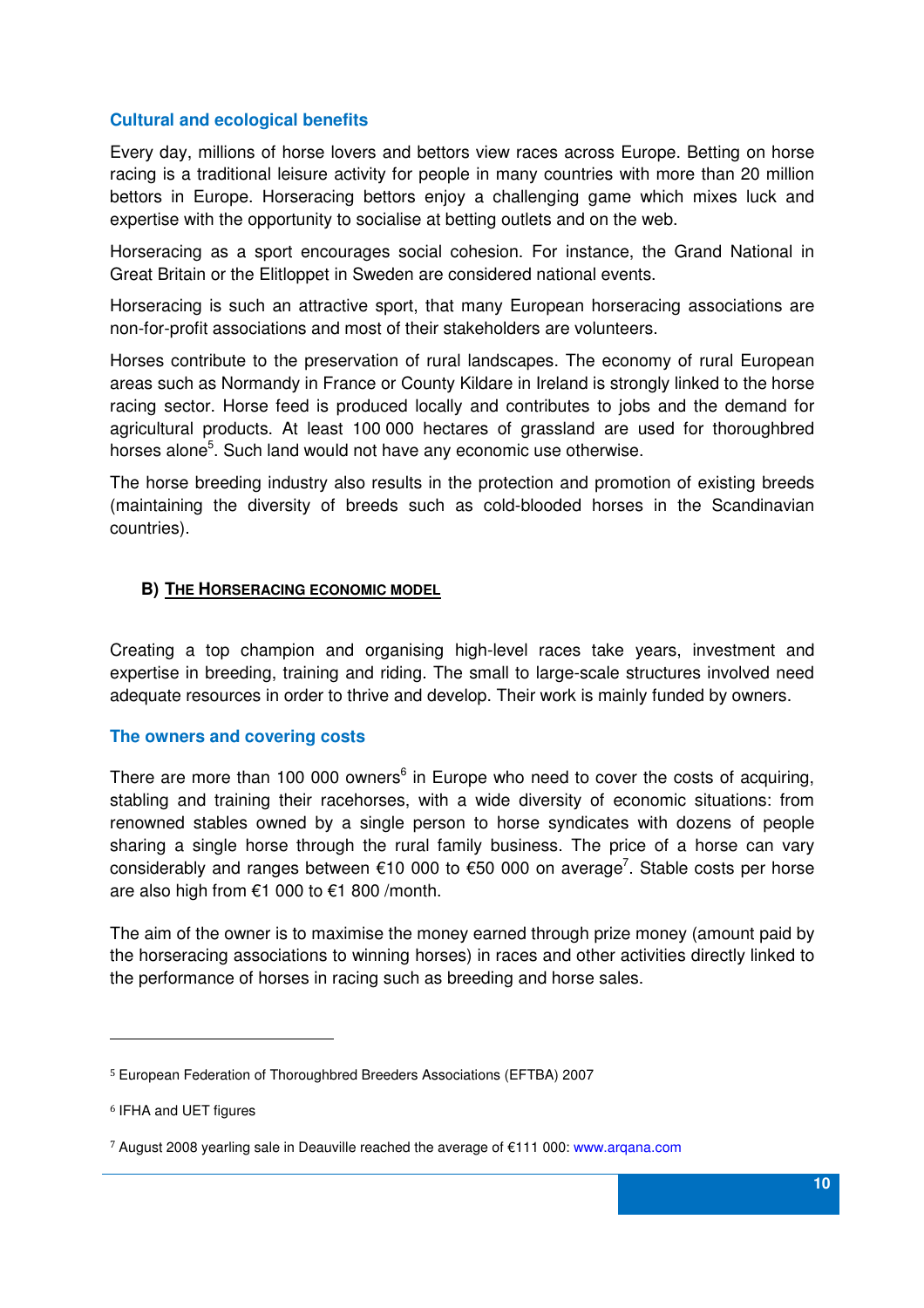### Cultural and ecological benefits

Every day, millions of horse lovers and bettors view races across Europe. Betting on horse racing is a traditional leisure activity for people in many countries with more than 20 million bettors in Europe. Horseracing bettors enjoy a challenging game which mixes luck and expertise with the opportunity to socialise at betting outlets and on the web.

Horseracing as a sport encourages social cohesion. For instance, the Grand National in Great Britain or the Elitloppet in Sweden are considered national events.

Horseracing is such an attractive sport, that many European horseracing associations are non-for-profit associations and most of their stakeholders are volunteers.

Horses contribute to the preservation of rural landscapes. The economy of rural European areas such as Normandy in France or County Kildare in Ireland is strongly linked to the horse racing sector. Horse feed is produced locally and contributes to jobs and the demand for agricultural products. At least 100 000 hectares of grassland are used for thoroughbred horses alone[5]. Such land would not have any economic use otherwise.

The horse breeding industry also results in the protection and promotion of existing breeds (maintaining the diversity of breeds such as cold-blooded horses in the Scandinavian countries).

## B) THE HORSERACING ECONOMIC MODEL

Creating a top champion and organising high-level races take years, investment and expertise in breeding, training and riding. The small to large-scale structures involved need adequate resources in order to thrive and develop. Their work is mainly funded by owners.

### The owners and covering costs

There are more than 100 000 owners[6] in Europe who need to cover the costs of acquiring, stabling and training their racehorses, with a wide diversity of economic situations: from renowned stables owned by a single person to horse syndicates with dozens of people sharing a single horse through the rural family business. The price of a horse can vary considerably and ranges between €10 000 to €50 000 on average[7]. Stable costs per horse are also high from €1 000 to €1 800 /month.

The aim of the owner is to maximise the money earned through prize money (amount paid by the horseracing associations to winning horses) in races and other activities directly linked to the performance of horses in racing such as breeding and horse sales.

---

[5] European Federation of Thoroughbred Breeders Associations (EFTBA) 2007

[6] IFHA and UET figures

[7] August 2008 yearling sale in Deauville reached the average of €111 000: www.arqana.com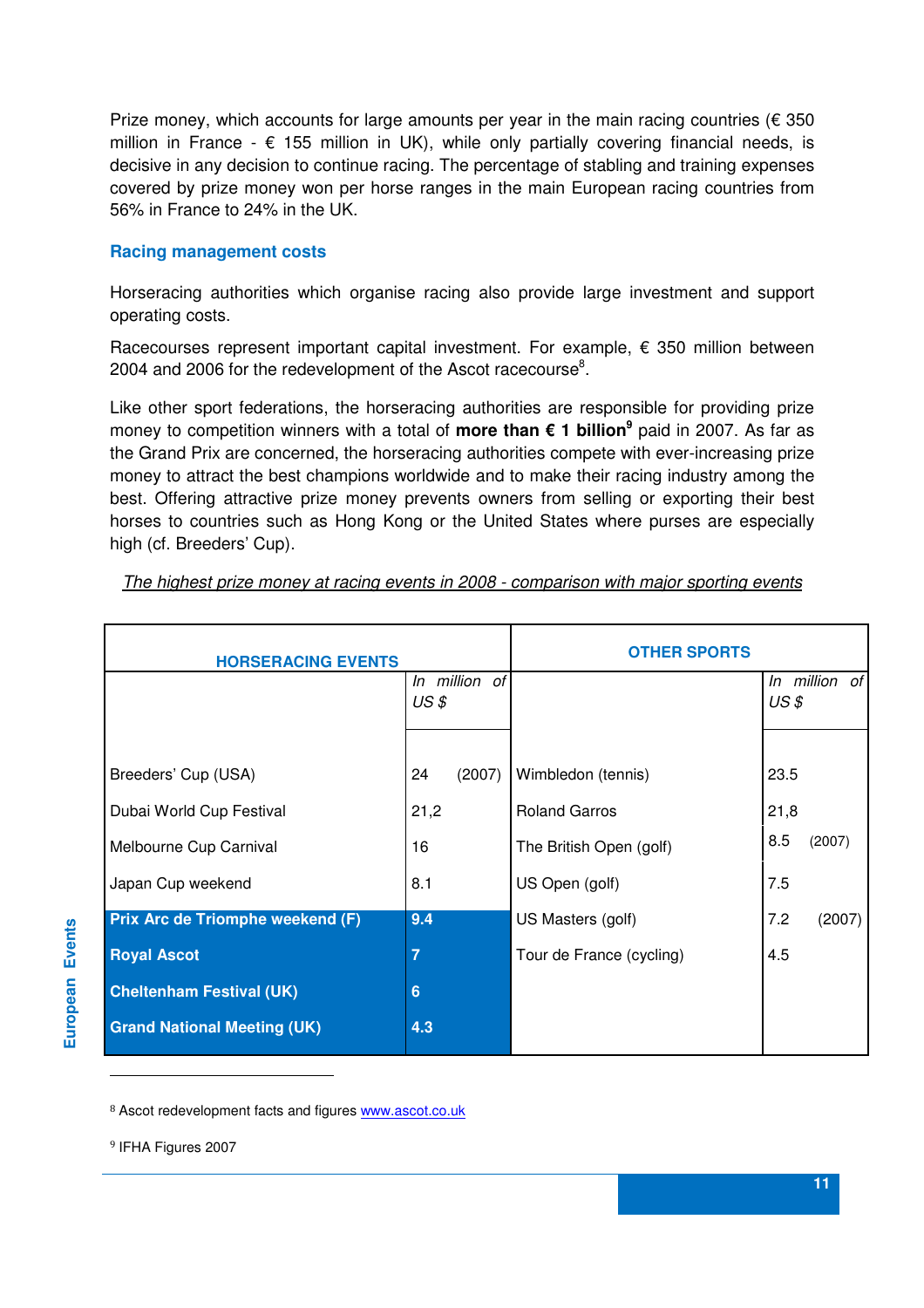Prize money, which accounts for large amounts per year in the main racing countries (€ 350 million in France - € 155 million in UK), while only partially covering financial needs, is decisive in any decision to continue racing. The percentage of stabling and training expenses covered by prize money won per horse ranges in the main European racing countries from 56% in France to 24% in the UK.

### Racing management costs

Horseracing authorities which organise racing also provide large investment and support operating costs.

Racecourses represent important capital investment. For example, € 350 million between 2004 and 2006 for the redevelopment of the Ascot racecourse[8].

Like other sport federations, the horseracing authorities are responsible for providing prize money to competition winners with a total of **more than € 1 billion[9]** paid in 2007. As far as the Grand Prix are concerned, the horseracing authorities compete with ever-increasing prize money to attract the best champions worldwide and to make their racing industry among the best. Offering attractive prize money prevents owners from selling or exporting their best horses to countries such as Hong Kong or the United States where purses are especially high (cf. Breeders' Cup).

*The highest prize money at racing events in 2008 - comparison with major sporting events*

| HORSERACING EVENTS | | OTHER SPORTS | |
|---|---|---|---|
| | *In million of US $* | | *In million of US $* |
| Breeders' Cup (USA) | 24 (2007) | Wimbledon (tennis) | 23.5 |
| Dubai World Cup Festival | 21,2 | Roland Garros | 21,8 |
| Melbourne Cup Carnival | 16 | The British Open (golf) | 8.5 (2007) |
| Japan Cup weekend | 8.1 | US Open (golf) | 7.5 |
| **Prix Arc de Triomphe weekend (F)** | **9.4** | US Masters (golf) | 7.2 (2007) |
| **Royal Ascot** | **7** | Tour de France (cycling) | 4.5 |
| **Cheltenham Festival (UK)** | **6** | | |
| **Grand National Meeting (UK)** | **4.3** | | |

[8] Ascot redevelopment facts and figures www.ascot.co.uk

[9] IFHA Figures 2007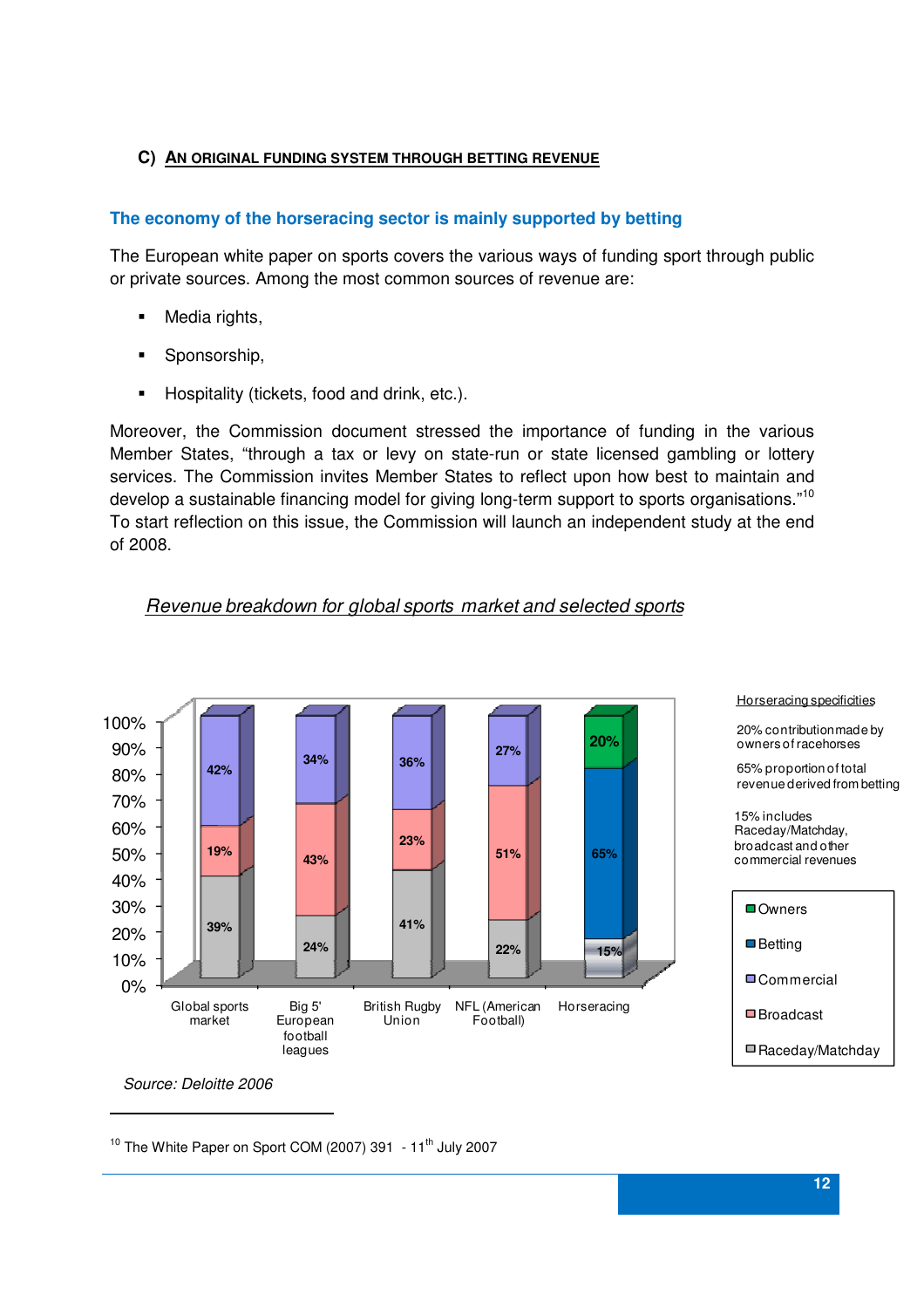### C) AN ORIGINAL FUNDING SYSTEM THROUGH BETTING REVENUE

**The economy of the horseracing sector is mainly supported by betting**

The European white paper on sports covers the various ways of funding sport through public or private sources. Among the most common sources of revenue are:

- Media rights,
- Sponsorship,
- Hospitality (tickets, food and drink, etc.).

Moreover, the Commission document stressed the importance of funding in the various Member States, "through a tax or levy on state-run or state licensed gambling or lottery services. The Commission invites Member States to reflect upon how best to maintain and develop a sustainable financing model for giving long-term support to sports organisations."[10] To start reflection on this issue, the Commission will launch an independent study at the end of 2008.

*Revenue breakdown for global sports market and selected sports*

| | Global sports market | Big 5' European football leagues | British Rugby Union | NFL (American Football) | Horseracing |
|---|---|---|---|---|---|
| Owners | | | | | 20% |
| Betting | | | | | 65% |
| Commercial | 42% | 34% | 36% | 27% | |
| Broadcast | 19% | 43% | 23% | 51% | |
| Raceday/Matchday | 39% | 24% | 41% | 22% | 15% |

Horseracing specificities

20% contribution made by owners of racehorses

65% proportion of total revenue derived from betting

15% includes Raceday/Matchday, broadcast and other commercial revenues

*Source: Deloitte 2006*

---

[10] The White Paper on Sport COM (2007) 391 - 11th July 2007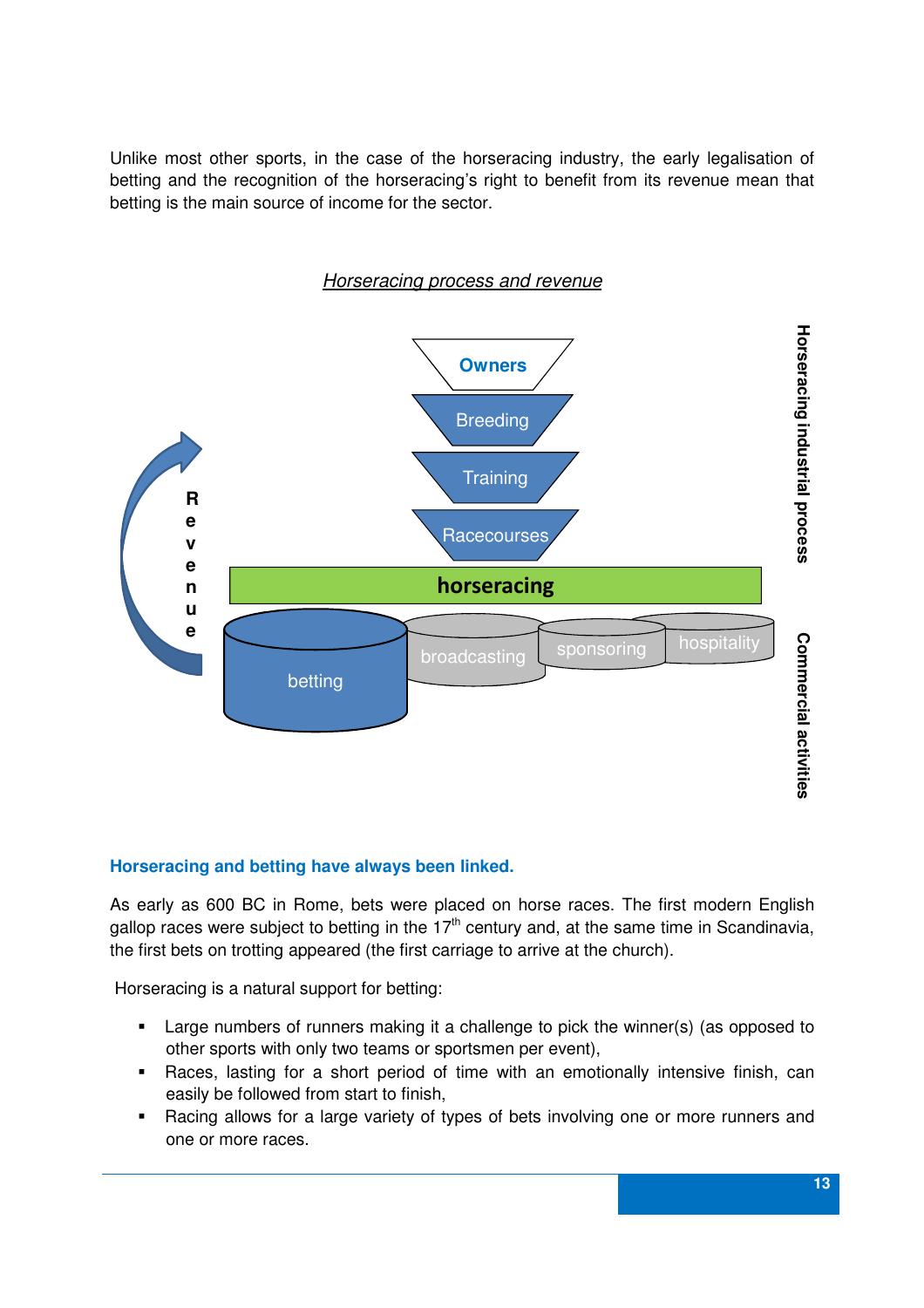Unlike most other sports, in the case of the horseracing industry, the early legalisation of betting and the recognition of the horseracing's right to benefit from its revenue mean that betting is the main source of income for the sector.

*Horseracing process and revenue*

Owners

Breeding

Training

Racecourses

**horseracing**

betting | broadcasting | sponsoring | hospitality

Revenue

**Horseracing industrial process**

**Commercial activities**

**Horseracing and betting have always been linked.**

As early as 600 BC in Rome, bets were placed on horse races. The first modern English gallop races were subject to betting in the $17^{th}$ century and, at the same time in Scandinavia, the first bets on trotting appeared (the first carriage to arrive at the church).

Horseracing is a natural support for betting:

- Large numbers of runners making it a challenge to pick the winner(s) (as opposed to other sports with only two teams or sportsmen per event),
- Races, lasting for a short period of time with an emotionally intensive finish, can easily be followed from start to finish,
- Racing allows for a large variety of types of bets involving one or more runners and one or more races.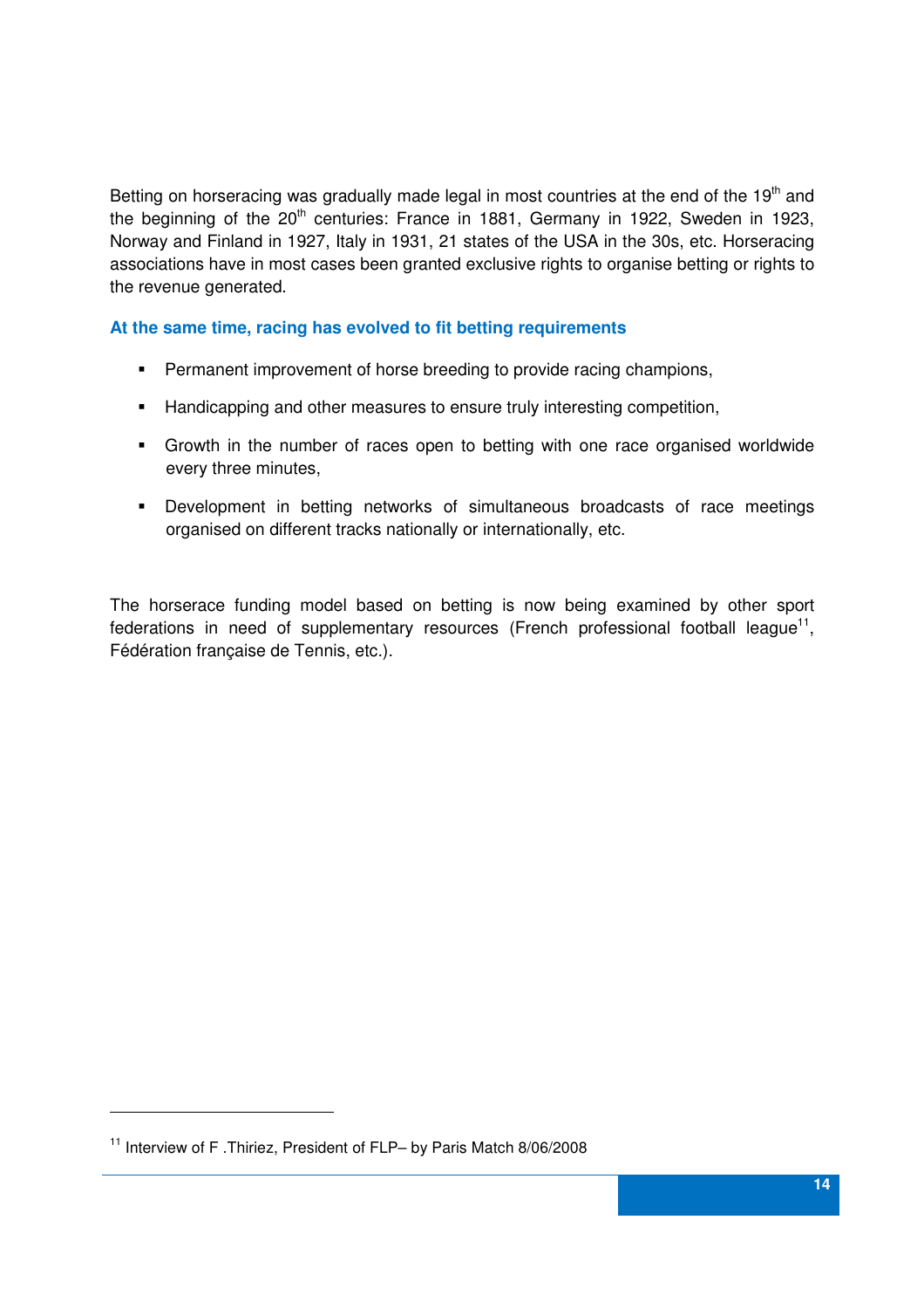Betting on horseracing was gradually made legal in most countries at the end of the 19th and the beginning of the 20th centuries: France in 1881, Germany in 1922, Sweden in 1923, Norway and Finland in 1927, Italy in 1931, 21 states of the USA in the 30s, etc. Horseracing associations have in most cases been granted exclusive rights to organise betting or rights to the revenue generated.

### At the same time, racing has evolved to fit betting requirements

- Permanent improvement of horse breeding to provide racing champions,
- Handicapping and other measures to ensure truly interesting competition,
- Growth in the number of races open to betting with one race organised worldwide every three minutes,
- Development in betting networks of simultaneous broadcasts of race meetings organised on different tracks nationally or internationally, etc.

The horserace funding model based on betting is now being examined by other sport federations in need of supplementary resources (French professional football league[11], Fédération française de Tennis, etc.).

[11] Interview of F .Thiriez, President of FLP– by Paris Match 8/06/2008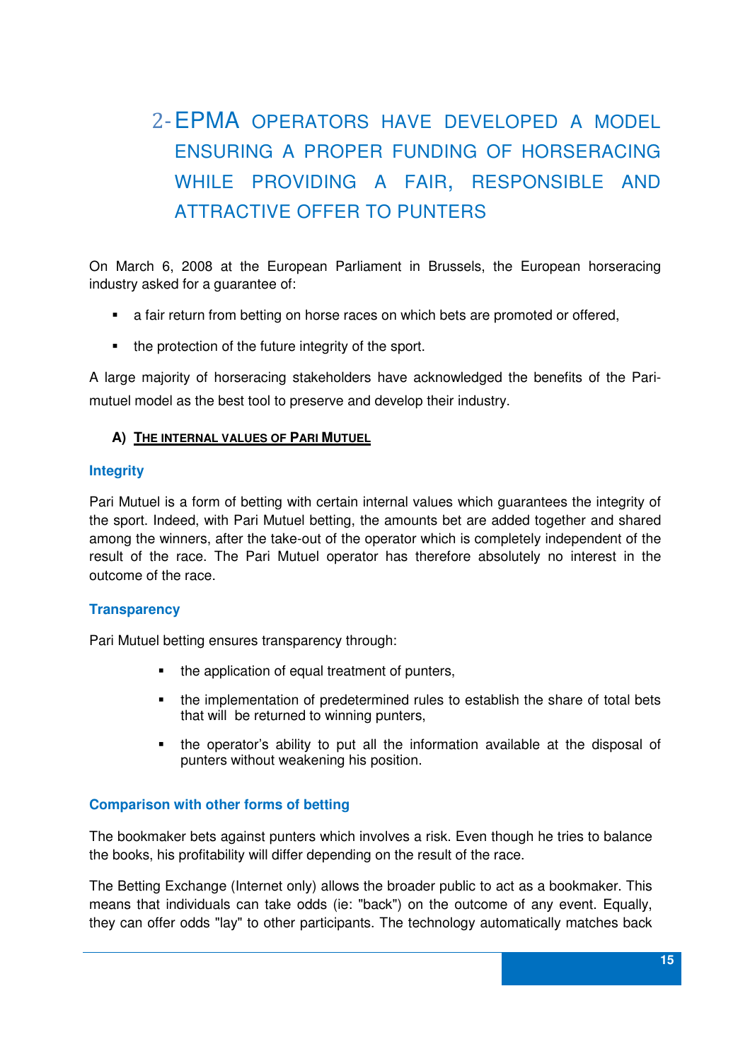# 2- EPMA OPERATORS HAVE DEVELOPED A MODEL ENSURING A PROPER FUNDING OF HORSERACING WHILE PROVIDING A FAIR, RESPONSIBLE AND ATTRACTIVE OFFER TO PUNTERS

On March 6, 2008 at the European Parliament in Brussels, the European horseracing industry asked for a guarantee of:

- a fair return from betting on horse races on which bets are promoted or offered,
- the protection of the future integrity of the sport.

A large majority of horseracing stakeholders have acknowledged the benefits of the Pari-mutuel model as the best tool to preserve and develop their industry.

## A) THE INTERNAL VALUES OF PARI MUTUEL

### Integrity

Pari Mutuel is a form of betting with certain internal values which guarantees the integrity of the sport. Indeed, with Pari Mutuel betting, the amounts bet are added together and shared among the winners, after the take-out of the operator which is completely independent of the result of the race. The Pari Mutuel operator has therefore absolutely no interest in the outcome of the race.

### Transparency

Pari Mutuel betting ensures transparency through:

- the application of equal treatment of punters,
- the implementation of predetermined rules to establish the share of total bets that will be returned to winning punters,
- the operator's ability to put all the information available at the disposal of punters without weakening his position.

### Comparison with other forms of betting

The bookmaker bets against punters which involves a risk. Even though he tries to balance the books, his profitability will differ depending on the result of the race.

The Betting Exchange (Internet only) allows the broader public to act as a bookmaker. This means that individuals can take odds (ie: "back") on the outcome of any event. Equally, they can offer odds "lay" to other participants. The technology automatically matches back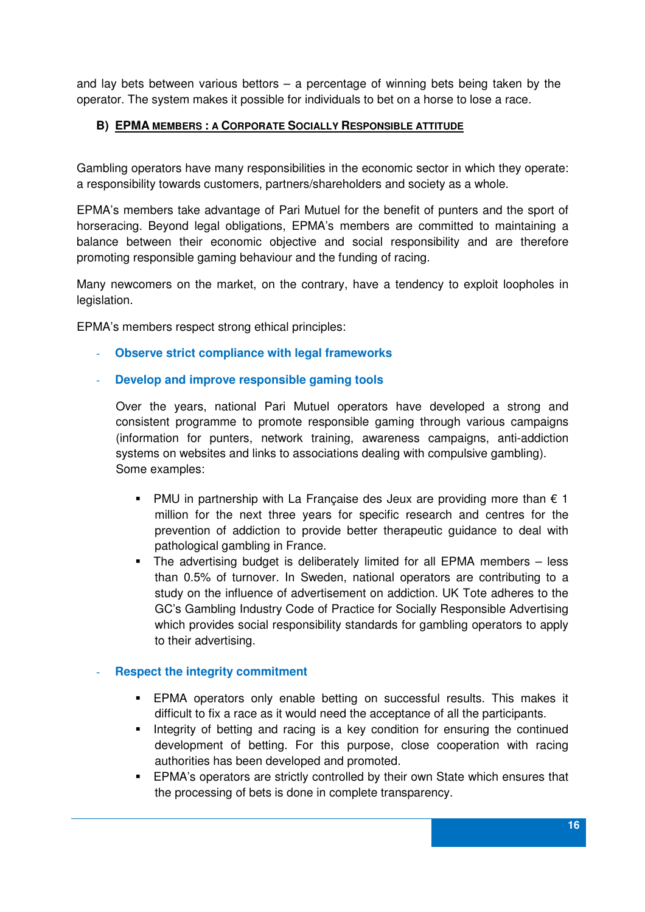and lay bets between various bettors – a percentage of winning bets being taken by the operator. The system makes it possible for individuals to bet on a horse to lose a race.

### B) EPMA MEMBERS : A CORPORATE SOCIALLY RESPONSIBLE ATTITUDE

Gambling operators have many responsibilities in the economic sector in which they operate: a responsibility towards customers, partners/shareholders and society as a whole.

EPMA's members take advantage of Pari Mutuel for the benefit of punters and the sport of horseracing. Beyond legal obligations, EPMA's members are committed to maintaining a balance between their economic objective and social responsibility and are therefore promoting responsible gaming behaviour and the funding of racing.

Many newcomers on the market, on the contrary, have a tendency to exploit loopholes in legislation.

EPMA's members respect strong ethical principles:

- **Observe strict compliance with legal frameworks**
- **Develop and improve responsible gaming tools**

  Over the years, national Pari Mutuel operators have developed a strong and consistent programme to promote responsible gaming through various campaigns (information for punters, network training, awareness campaigns, anti-addiction systems on websites and links to associations dealing with compulsive gambling). Some examples:

  - PMU in partnership with La Française des Jeux are providing more than € 1 million for the next three years for specific research and centres for the prevention of addiction to provide better therapeutic guidance to deal with pathological gambling in France.
  - The advertising budget is deliberately limited for all EPMA members – less than 0.5% of turnover. In Sweden, national operators are contributing to a study on the influence of advertisement on addiction. UK Tote adheres to the GC's Gambling Industry Code of Practice for Socially Responsible Advertising which provides social responsibility standards for gambling operators to apply to their advertising.

- **Respect the integrity commitment**

  - EPMA operators only enable betting on successful results. This makes it difficult to fix a race as it would need the acceptance of all the participants.
  - Integrity of betting and racing is a key condition for ensuring the continued development of betting. For this purpose, close cooperation with racing authorities has been developed and promoted.
  - EPMA's operators are strictly controlled by their own State which ensures that the processing of bets is done in complete transparency.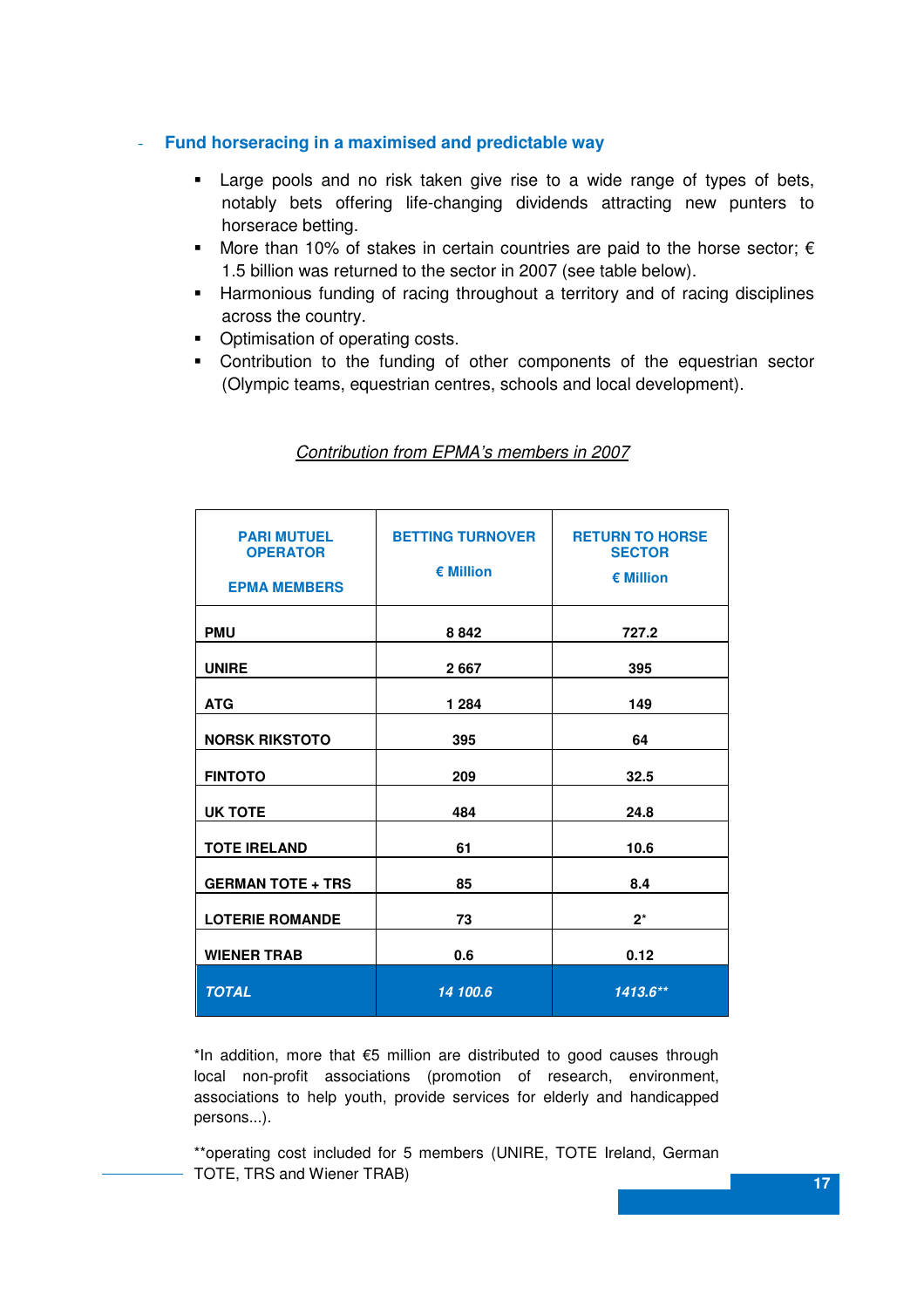- **Fund horseracing in a maximised and predictable way**

  - Large pools and no risk taken give rise to a wide range of types of bets, notably bets offering life-changing dividends attracting new punters to horserace betting.
  - More than 10% of stakes in certain countries are paid to the horse sector; € 1.5 billion was returned to the sector in 2007 (see table below).
  - Harmonious funding of racing throughout a territory and of racing disciplines across the country.
  - Optimisation of operating costs.
  - Contribution to the funding of other components of the equestrian sector (Olympic teams, equestrian centres, schools and local development).

*Contribution from EPMA's members in 2007*

| PARI MUTUEL OPERATOR<br><br>EPMA MEMBERS | BETTING TURNOVER<br><br>€ Million | RETURN TO HORSE SECTOR<br><br>€ Million |
|---|---|---|
| PMU | 8 842 | 727.2 |
| UNIRE | 2 667 | 395 |
| ATG | 1 284 | 149 |
| NORSK RIKSTOTO | 395 | 64 |
| FINTOTO | 209 | 32.5 |
| UK TOTE | 484 | 24.8 |
| TOTE IRELAND | 61 | 10.6 |
| GERMAN TOTE + TRS | 85 | 8.4 |
| LOTERIE ROMANDE | 73 | 2* |
| WIENER TRAB | 0.6 | 0.12 |
| *TOTAL* | *14 100.6* | *1413.6*** |

*In addition, more that €5 million are distributed to good causes through local non-profit associations (promotion of research, environment, associations to help youth, provide services for elderly and handicapped persons...).

**operating cost included for 5 members (UNIRE, TOTE Ireland, German TOTE, TRS and Wiener TRAB)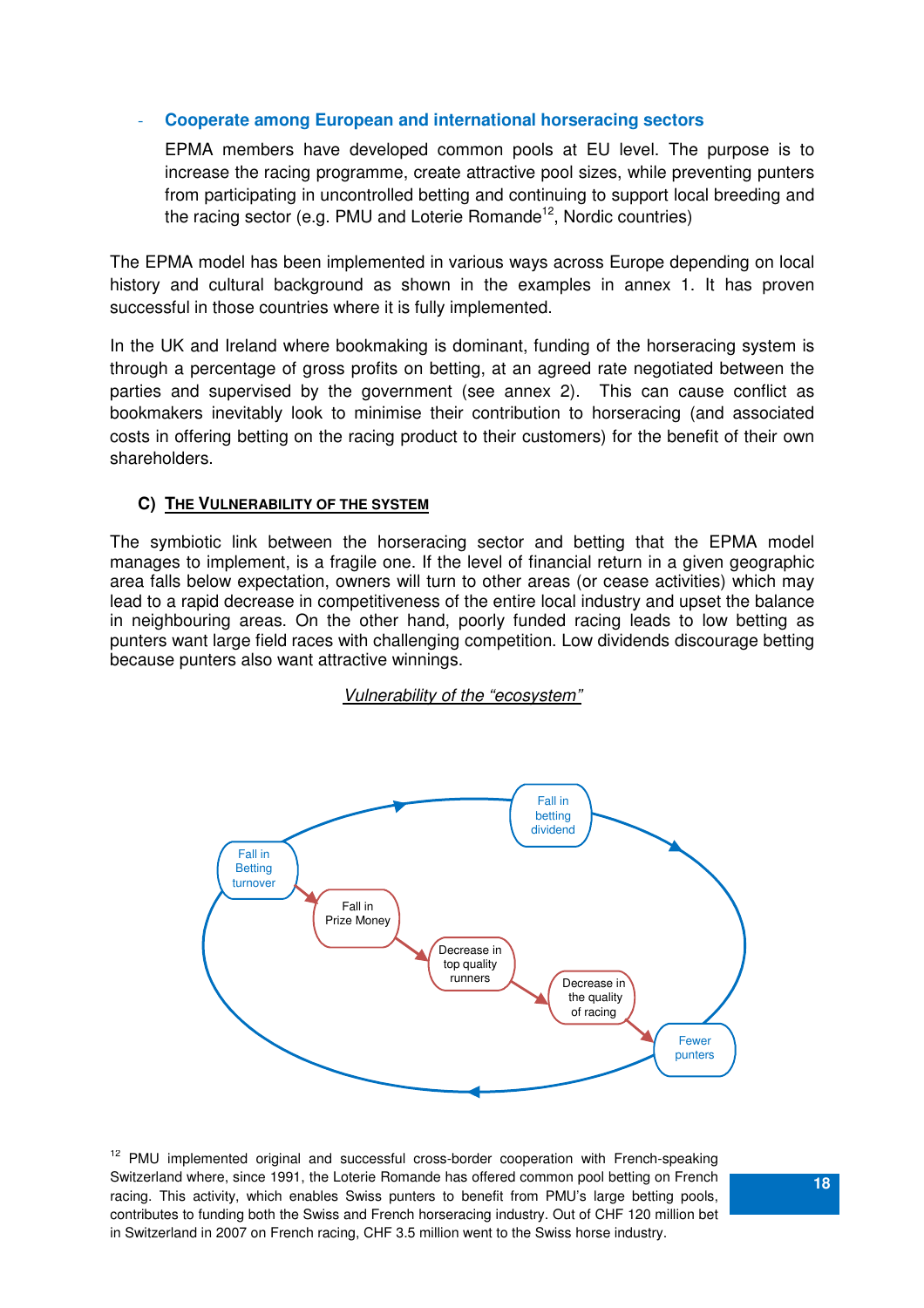- **Cooperate among European and international horseracing sectors**

  EPMA members have developed common pools at EU level. The purpose is to increase the racing programme, create attractive pool sizes, while preventing punters from participating in uncontrolled betting and continuing to support local breeding and the racing sector (e.g. PMU and Loterie Romande[12], Nordic countries)

The EPMA model has been implemented in various ways across Europe depending on local history and cultural background as shown in the examples in annex 1. It has proven successful in those countries where it is fully implemented.

In the UK and Ireland where bookmaking is dominant, funding of the horseracing system is through a percentage of gross profits on betting, at an agreed rate negotiated between the parties and supervised by the government (see annex 2). This can cause conflict as bookmakers inevitably look to minimise their contribution to horseracing (and associated costs in offering betting on the racing product to their customers) for the benefit of their own shareholders.

### C) THE VULNERABILITY OF THE SYSTEM

The symbiotic link between the horseracing sector and betting that the EPMA model manages to implement, is a fragile one. If the level of financial return in a given geographic area falls below expectation, owners will turn to other areas (or cease activities) which may lead to a rapid decrease in competitiveness of the entire local industry and upset the balance in neighbouring areas. On the other hand, poorly funded racing leads to low betting as punters want large field races with challenging competition. Low dividends discourage betting because punters also want attractive winnings.

*Vulnerability of the "ecosystem"*

Fall in Betting turnover → Fall in Prize Money → Decrease in top quality runners → Decrease in the quality of racing → Fewer punters → Fall in betting dividend → Fall in Betting turnover

[12] PMU implemented original and successful cross-border cooperation with French-speaking Switzerland where, since 1991, the Loterie Romande has offered common pool betting on French racing. This activity, which enables Swiss punters to benefit from PMU's large betting pools, contributes to funding both the Swiss and French horseracing industry. Out of CHF 120 million bet in Switzerland in 2007 on French racing, CHF 3.5 million went to the Swiss horse industry.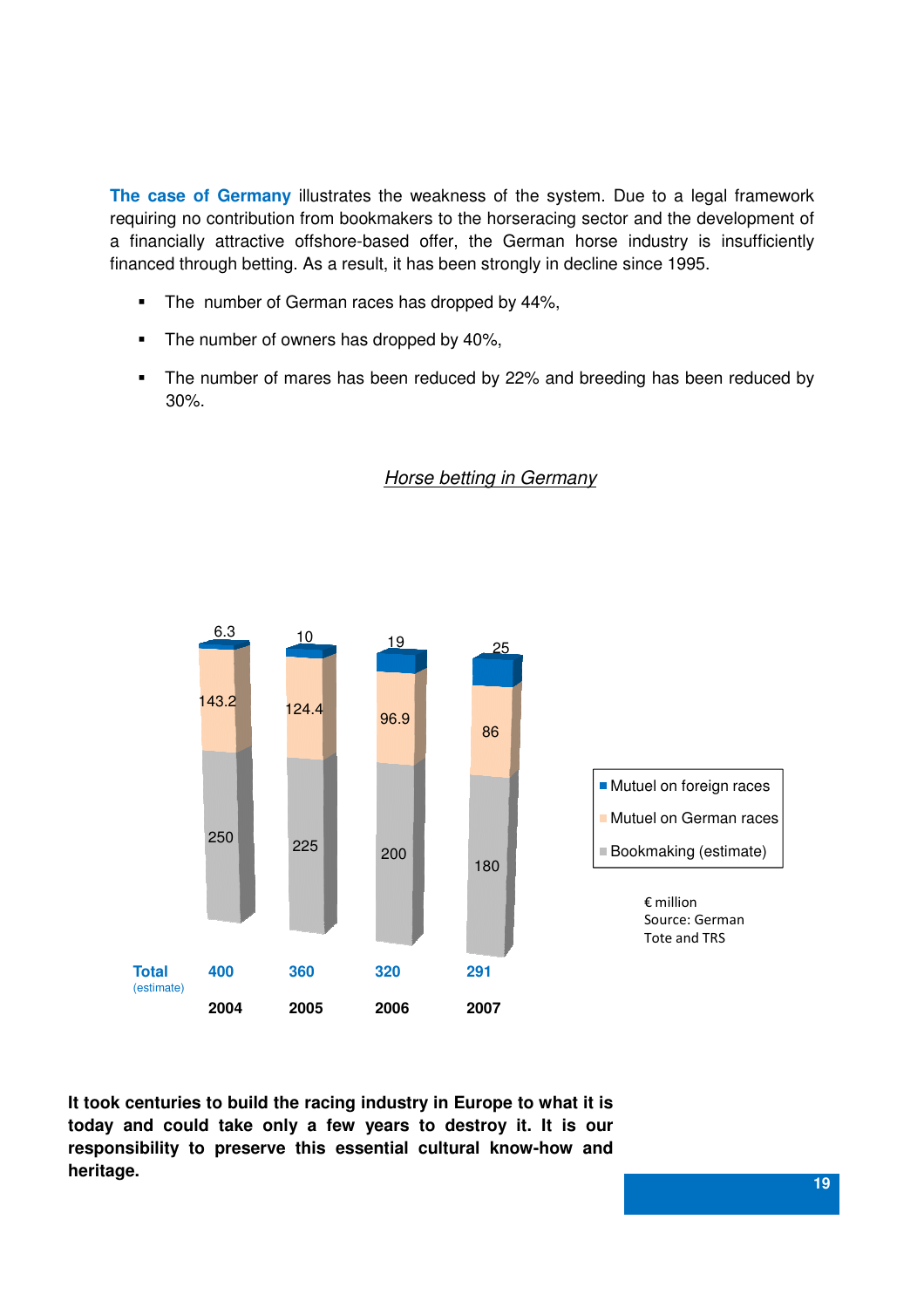**The case of Germany** illustrates the weakness of the system. Due to a legal framework requiring no contribution from bookmakers to the horseracing sector and the development of a financially attractive offshore-based offer, the German horse industry is insufficiently financed through betting. As a result, it has been strongly in decline since 1995.

- The number of German races has dropped by 44%,
- The number of owners has dropped by 40%,
- The number of mares has been reduced by 22% and breeding has been reduced by 30%.

*Horse betting in Germany*

| | 2004 | 2005 | 2006 | 2007 |
|---|---|---|---|---|
| Mutuel on foreign races | 6.3 | 10 | 19 | 25 |
| Mutuel on German races | 143.2 | 124.4 | 96.9 | 86 |
| Bookmaking (estimate) | 250 | 225 | 200 | 180 |
| Total (estimate) | 400 | 360 | 320 | 291 |

€ million
Source: German Tote and TRS

**It took centuries to build the racing industry in Europe to what it is today and could take only a few years to destroy it. It is our responsibility to preserve this essential cultural know-how and heritage.**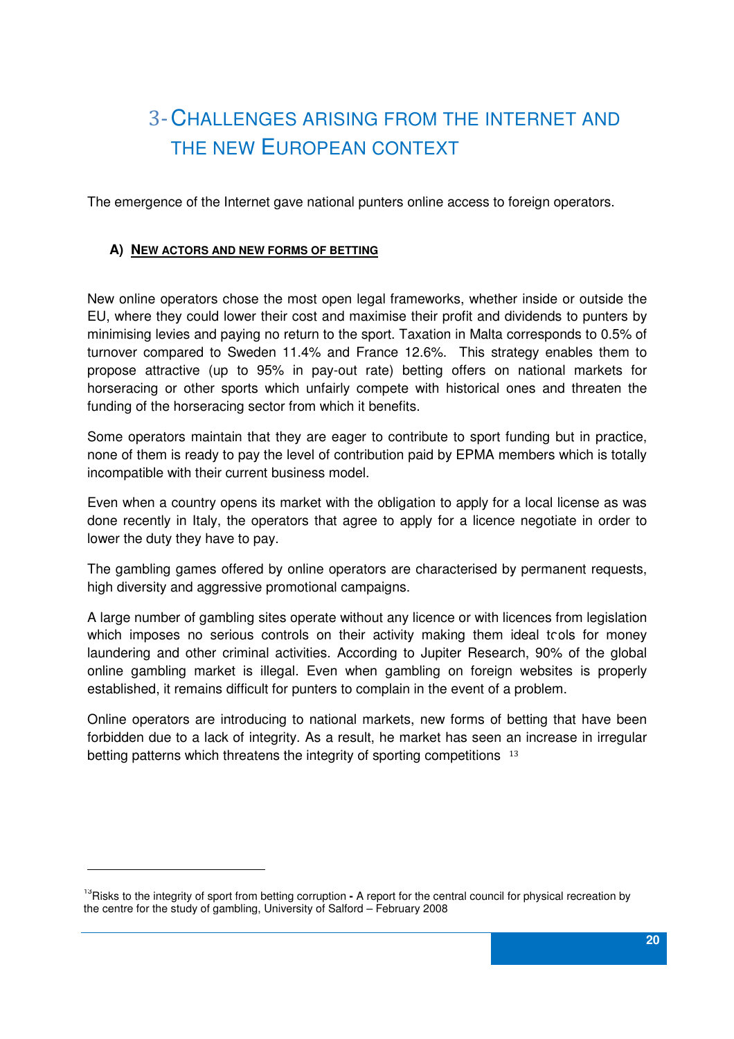# 3- Challenges arising from the Internet and the new European context

The emergence of the Internet gave national punters online access to foreign operators.

### A) New actors and new forms of betting

New online operators chose the most open legal frameworks, whether inside or outside the EU, where they could lower their cost and maximise their profit and dividends to punters by minimising levies and paying no return to the sport. Taxation in Malta corresponds to 0.5% of turnover compared to Sweden 11.4% and France 12.6%. This strategy enables them to propose attractive (up to 95% in pay-out rate) betting offers on national markets for horseracing or other sports which unfairly compete with historical ones and threaten the funding of the horseracing sector from which it benefits.

Some operators maintain that they are eager to contribute to sport funding but in practice, none of them is ready to pay the level of contribution paid by EPMA members which is totally incompatible with their current business model.

Even when a country opens its market with the obligation to apply for a local license as was done recently in Italy, the operators that agree to apply for a licence negotiate in order to lower the duty they have to pay.

The gambling games offered by online operators are characterised by permanent requests, high diversity and aggressive promotional campaigns.

A large number of gambling sites operate without any licence or with licences from legislation which imposes no serious controls on their activity making them ideal tools for money laundering and other criminal activities. According to Jupiter Research, 90% of the global online gambling market is illegal. Even when gambling on foreign websites is properly established, it remains difficult for punters to complain in the event of a problem.

Online operators are introducing to national markets, new forms of betting that have been forbidden due to a lack of integrity. As a result, he market has seen an increase in irregular betting patterns which threatens the integrity of sporting competitions [13]

---

[13] Risks to the integrity of sport from betting corruption **-** A report for the central council for physical recreation by the centre for the study of gambling, University of Salford – February 2008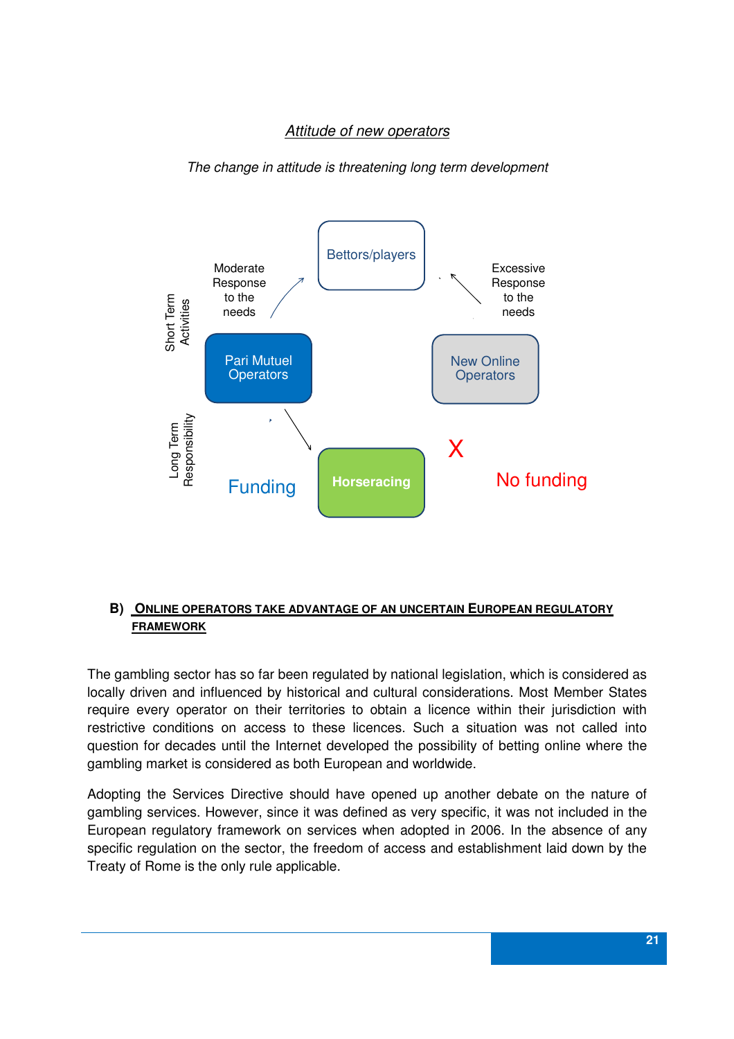*Attitude of new operators*

*The change in attitude is threatening long term development*

Bettors/players

Moderate Response to the needs

Excessive Response to the needs

Short Term Activities

Pari Mutuel Operators

New Online Operators

Long Term Responsibility

Funding

Horseracing

X

No funding

## B) ONLINE OPERATORS TAKE ADVANTAGE OF AN UNCERTAIN EUROPEAN REGULATORY FRAMEWORK

The gambling sector has so far been regulated by national legislation, which is considered as locally driven and influenced by historical and cultural considerations. Most Member States require every operator on their territories to obtain a licence within their jurisdiction with restrictive conditions on access to these licences. Such a situation was not called into question for decades until the Internet developed the possibility of betting online where the gambling market is considered as both European and worldwide.

Adopting the Services Directive should have opened up another debate on the nature of gambling services. However, since it was defined as very specific, it was not included in the European regulatory framework on services when adopted in 2006. In the absence of any specific regulation on the sector, the freedom of access and establishment laid down by the Treaty of Rome is the only rule applicable.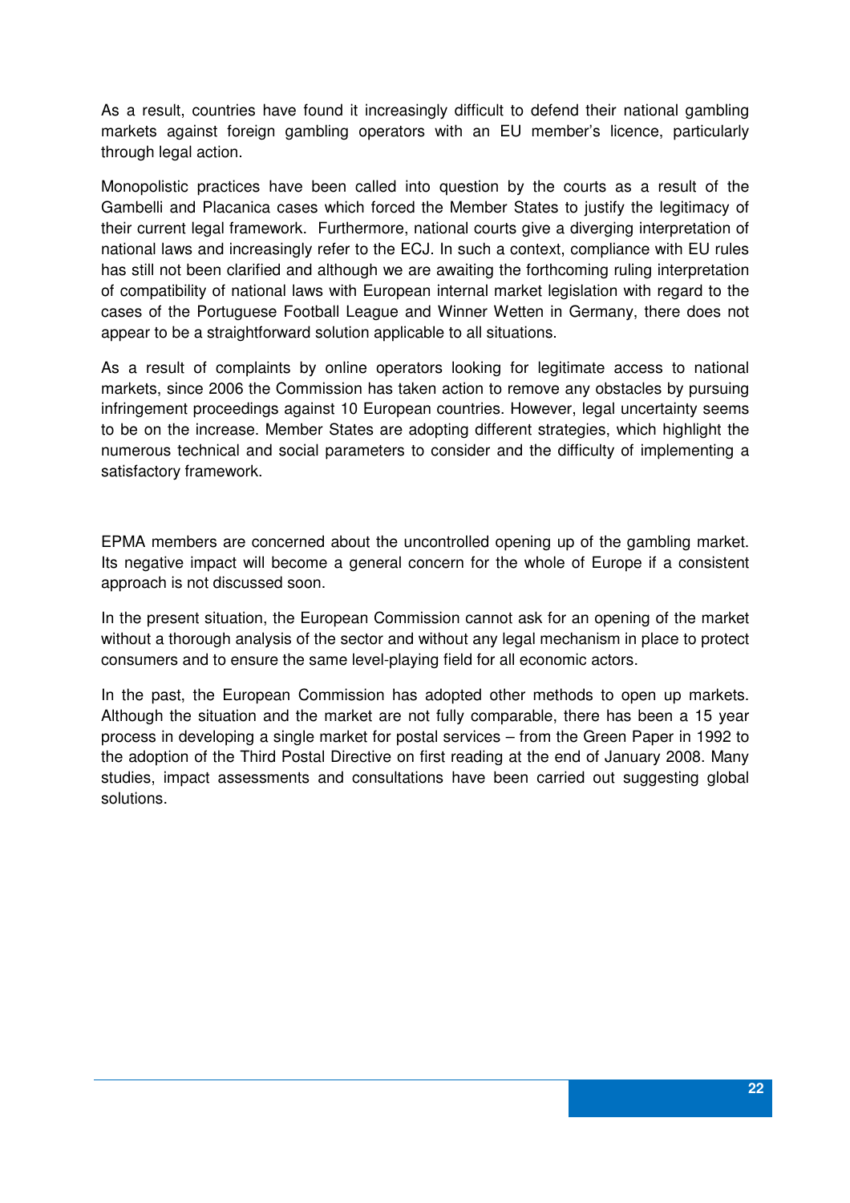As a result, countries have found it increasingly difficult to defend their national gambling markets against foreign gambling operators with an EU member's licence, particularly through legal action.

Monopolistic practices have been called into question by the courts as a result of the Gambelli and Placanica cases which forced the Member States to justify the legitimacy of their current legal framework. Furthermore, national courts give a diverging interpretation of national laws and increasingly refer to the ECJ. In such a context, compliance with EU rules has still not been clarified and although we are awaiting the forthcoming ruling interpretation of compatibility of national laws with European internal market legislation with regard to the cases of the Portuguese Football League and Winner Wetten in Germany, there does not appear to be a straightforward solution applicable to all situations.

As a result of complaints by online operators looking for legitimate access to national markets, since 2006 the Commission has taken action to remove any obstacles by pursuing infringement proceedings against 10 European countries. However, legal uncertainty seems to be on the increase. Member States are adopting different strategies, which highlight the numerous technical and social parameters to consider and the difficulty of implementing a satisfactory framework.

EPMA members are concerned about the uncontrolled opening up of the gambling market. Its negative impact will become a general concern for the whole of Europe if a consistent approach is not discussed soon.

In the present situation, the European Commission cannot ask for an opening of the market without a thorough analysis of the sector and without any legal mechanism in place to protect consumers and to ensure the same level-playing field for all economic actors.

In the past, the European Commission has adopted other methods to open up markets. Although the situation and the market are not fully comparable, there has been a 15 year process in developing a single market for postal services – from the Green Paper in 1992 to the adoption of the Third Postal Directive on first reading at the end of January 2008. Many studies, impact assessments and consultations have been carried out suggesting global solutions.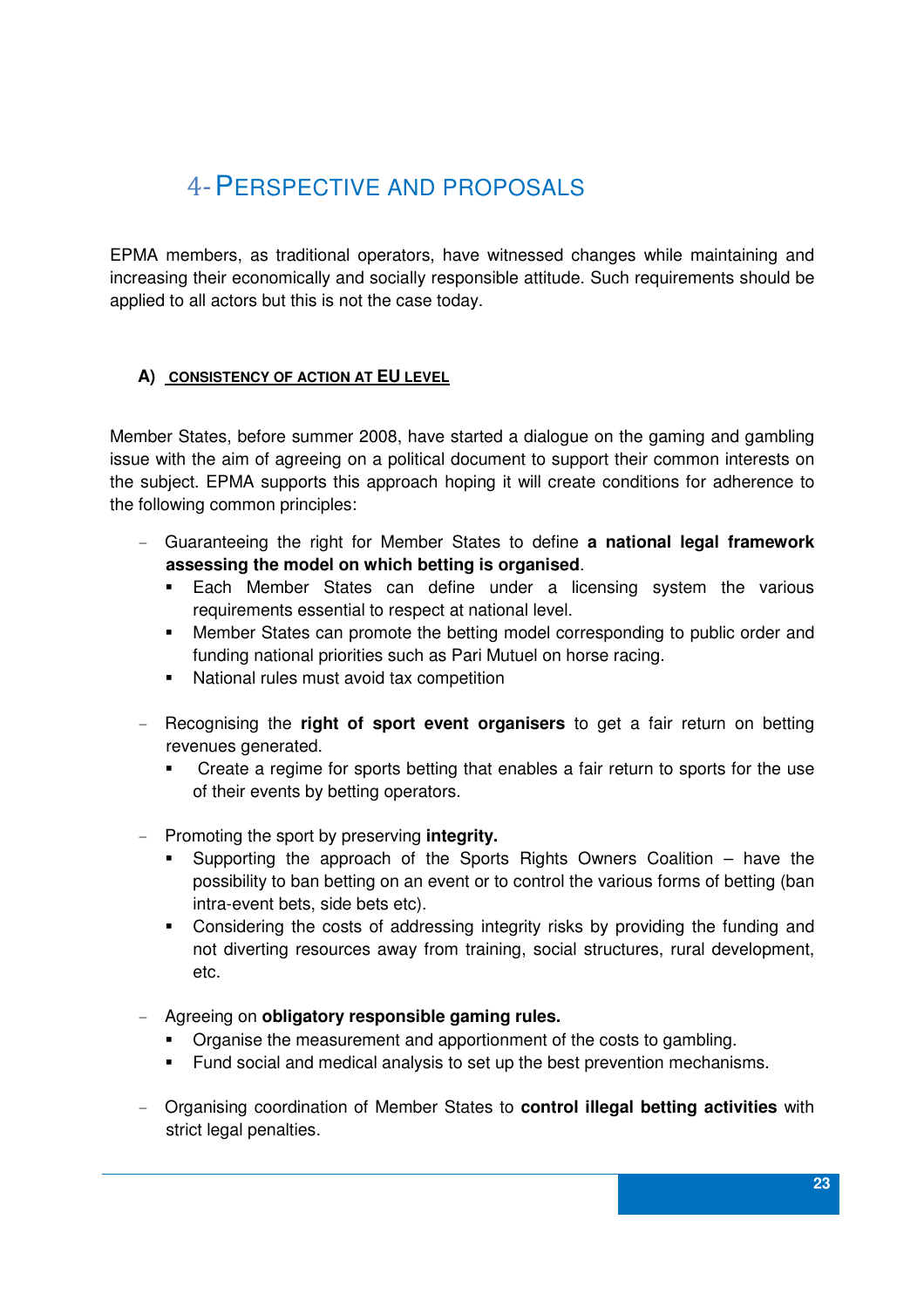# 4- PERSPECTIVE AND PROPOSALS

EPMA members, as traditional operators, have witnessed changes while maintaining and increasing their economically and socially responsible attitude. Such requirements should be applied to all actors but this is not the case today.

### A) CONSISTENCY OF ACTION AT EU LEVEL

Member States, before summer 2008, have started a dialogue on the gaming and gambling issue with the aim of agreeing on a political document to support their common interests on the subject. EPMA supports this approach hoping it will create conditions for adherence to the following common principles:

- Guaranteeing the right for Member States to define **a national legal framework assessing the model on which betting is organised**.
  - Each Member States can define under a licensing system the various requirements essential to respect at national level.
  - Member States can promote the betting model corresponding to public order and funding national priorities such as Pari Mutuel on horse racing.
  - National rules must avoid tax competition

- Recognising the **right of sport event organisers** to get a fair return on betting revenues generated.
  - Create a regime for sports betting that enables a fair return to sports for the use of their events by betting operators.

- Promoting the sport by preserving **integrity.**
  - Supporting the approach of the Sports Rights Owners Coalition – have the possibility to ban betting on an event or to control the various forms of betting (ban intra-event bets, side bets etc).
  - Considering the costs of addressing integrity risks by providing the funding and not diverting resources away from training, social structures, rural development, etc.

- Agreeing on **obligatory responsible gaming rules.**
  - Organise the measurement and apportionment of the costs to gambling.
  - Fund social and medical analysis to set up the best prevention mechanisms.

- Organising coordination of Member States to **control illegal betting activities** with strict legal penalties.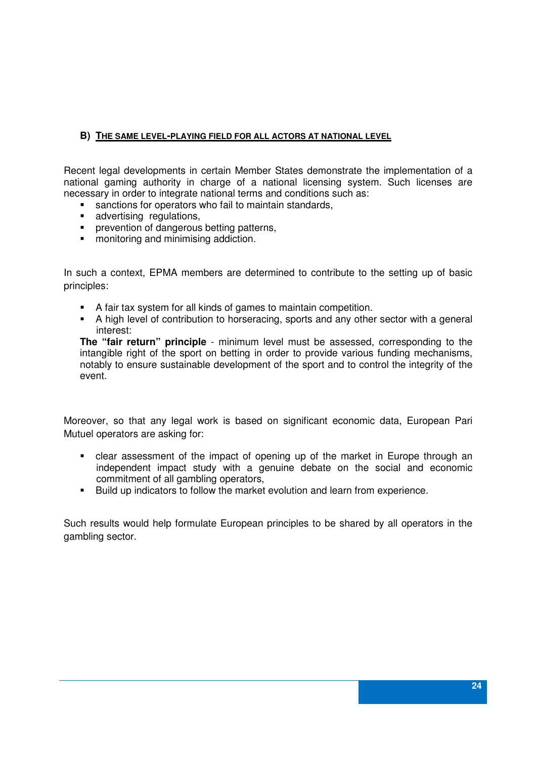### B) THE SAME LEVEL-PLAYING FIELD FOR ALL ACTORS AT NATIONAL LEVEL

Recent legal developments in certain Member States demonstrate the implementation of a national gaming authority in charge of a national licensing system. Such licenses are necessary in order to integrate national terms and conditions such as:

- sanctions for operators who fail to maintain standards,
- advertising regulations,
- prevention of dangerous betting patterns,
- monitoring and minimising addiction.

In such a context, EPMA members are determined to contribute to the setting up of basic principles:

- A fair tax system for all kinds of games to maintain competition.
- A high level of contribution to horseracing, sports and any other sector with a general interest:

**The "fair return" principle** - minimum level must be assessed, corresponding to the intangible right of the sport on betting in order to provide various funding mechanisms, notably to ensure sustainable development of the sport and to control the integrity of the event.

Moreover, so that any legal work is based on significant economic data, European Pari Mutuel operators are asking for:

- clear assessment of the impact of opening up of the market in Europe through an independent impact study with a genuine debate on the social and economic commitment of all gambling operators,
- Build up indicators to follow the market evolution and learn from experience.

Such results would help formulate European principles to be shared by all operators in the gambling sector.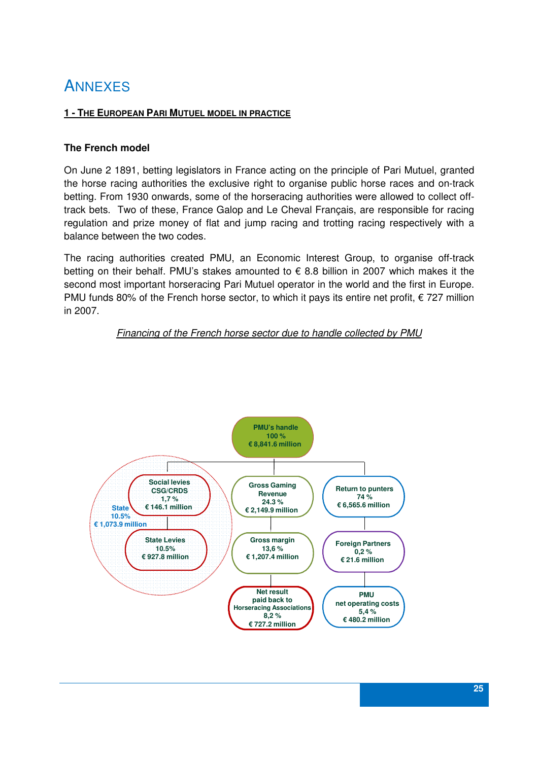# ANNEXES

## 1 - THE EUROPEAN PARI MUTUEL MODEL IN PRACTICE

### The French model

On June 2 1891, betting legislators in France acting on the principle of Pari Mutuel, granted the horse racing authorities the exclusive right to organise public horse races and on-track betting. From 1930 onwards, some of the horseracing authorities were allowed to collect off-track bets. Two of these, France Galop and Le Cheval Français, are responsible for racing regulation and prize money of flat and jump racing and trotting racing respectively with a balance between the two codes.

The racing authorities created PMU, an Economic Interest Group, to organise off-track betting on their behalf. PMU's stakes amounted to € 8.8 billion in 2007 which makes it the second most important horseracing Pari Mutuel operator in the world and the first in Europe. PMU funds 80% of the French horse sector, to which it pays its entire net profit, € 727 million in 2007.

*Financing of the French horse sector due to handle collected by PMU*

PMU's handle
100 %
€ 8,841.6 million

State
10.5%
€ 1,073.9 million

Social levies
CSG/CRDS
1,7 %
€ 146.1 million

State Levies
10.5%
€ 927.8 million

Gross Gaming Revenue
24.3 %
€ 2,149.9 million

Gross margin
13,6 %
€ 1,207.4 million

Net result
paid back to
Horseracing Associations
8,2 %
€ 727.2 million

Return to punters
74 %
€ 6,565.6 million

Foreign Partners
0,2 %
€ 21.6 million

PMU
net operating costs
5,4 %
€ 480.2 million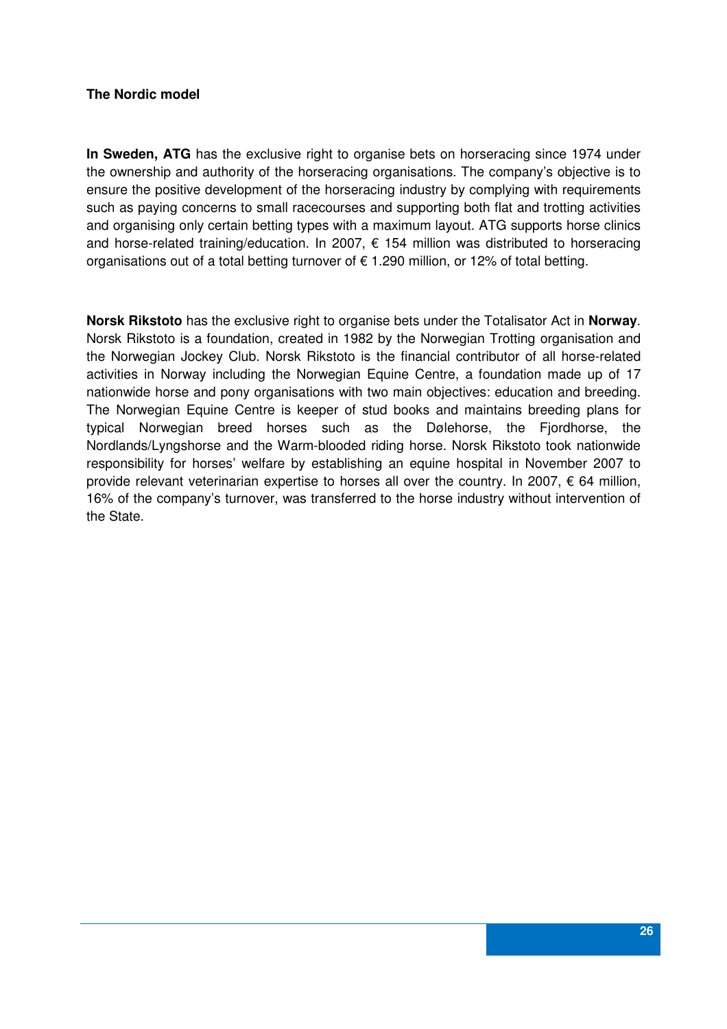**The Nordic model**

**In Sweden, ATG** has the exclusive right to organise bets on horseracing since 1974 under the ownership and authority of the horseracing organisations. The company's objective is to ensure the positive development of the horseracing industry by complying with requirements such as paying concerns to small racecourses and supporting both flat and trotting activities and organising only certain betting types with a maximum layout. ATG supports horse clinics and horse-related training/education. In 2007, € 154 million was distributed to horseracing organisations out of a total betting turnover of € 1.290 million, or 12% of total betting.

**Norsk Rikstoto** has the exclusive right to organise bets under the Totalisator Act in **Norway**. Norsk Rikstoto is a foundation, created in 1982 by the Norwegian Trotting organisation and the Norwegian Jockey Club. Norsk Rikstoto is the financial contributor of all horse-related activities in Norway including the Norwegian Equine Centre, a foundation made up of 17 nationwide horse and pony organisations with two main objectives: education and breeding. The Norwegian Equine Centre is keeper of stud books and maintains breeding plans for typical Norwegian breed horses such as the Dølehorse, the Fjordhorse, the Nordlands/Lyngshorse and the Warm-blooded riding horse. Norsk Rikstoto took nationwide responsibility for horses' welfare by establishing an equine hospital in November 2007 to provide relevant veterinarian expertise to horses all over the country. In 2007, € 64 million, 16% of the company's turnover, was transferred to the horse industry without intervention of the State.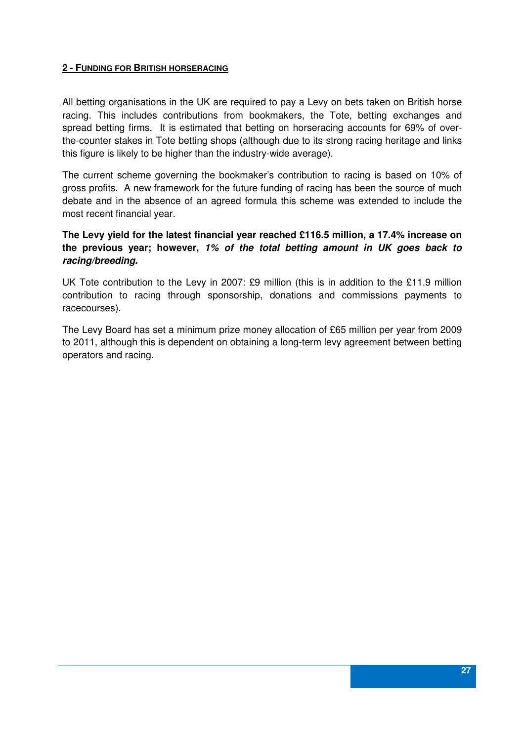## 2 - FUNDING FOR BRITISH HORSERACING

All betting organisations in the UK are required to pay a Levy on bets taken on British horse racing. This includes contributions from bookmakers, the Tote, betting exchanges and spread betting firms. It is estimated that betting on horseracing accounts for 69% of over-the-counter stakes in Tote betting shops (although due to its strong racing heritage and links this figure is likely to be higher than the industry-wide average).

The current scheme governing the bookmaker's contribution to racing is based on 10% of gross profits. A new framework for the future funding of racing has been the source of much debate and in the absence of an agreed formula this scheme was extended to include the most recent financial year.

**The Levy yield for the latest financial year reached £116.5 million, a 17.4% increase on the previous year; however, *1% of the total betting amount in UK goes back to racing/breeding.***

UK Tote contribution to the Levy in 2007: £9 million (this is in addition to the £11.9 million contribution to racing through sponsorship, donations and commissions payments to racecourses).

The Levy Board has set a minimum prize money allocation of £65 million per year from 2009 to 2011, although this is dependent on obtaining a long-term levy agreement between betting operators and racing.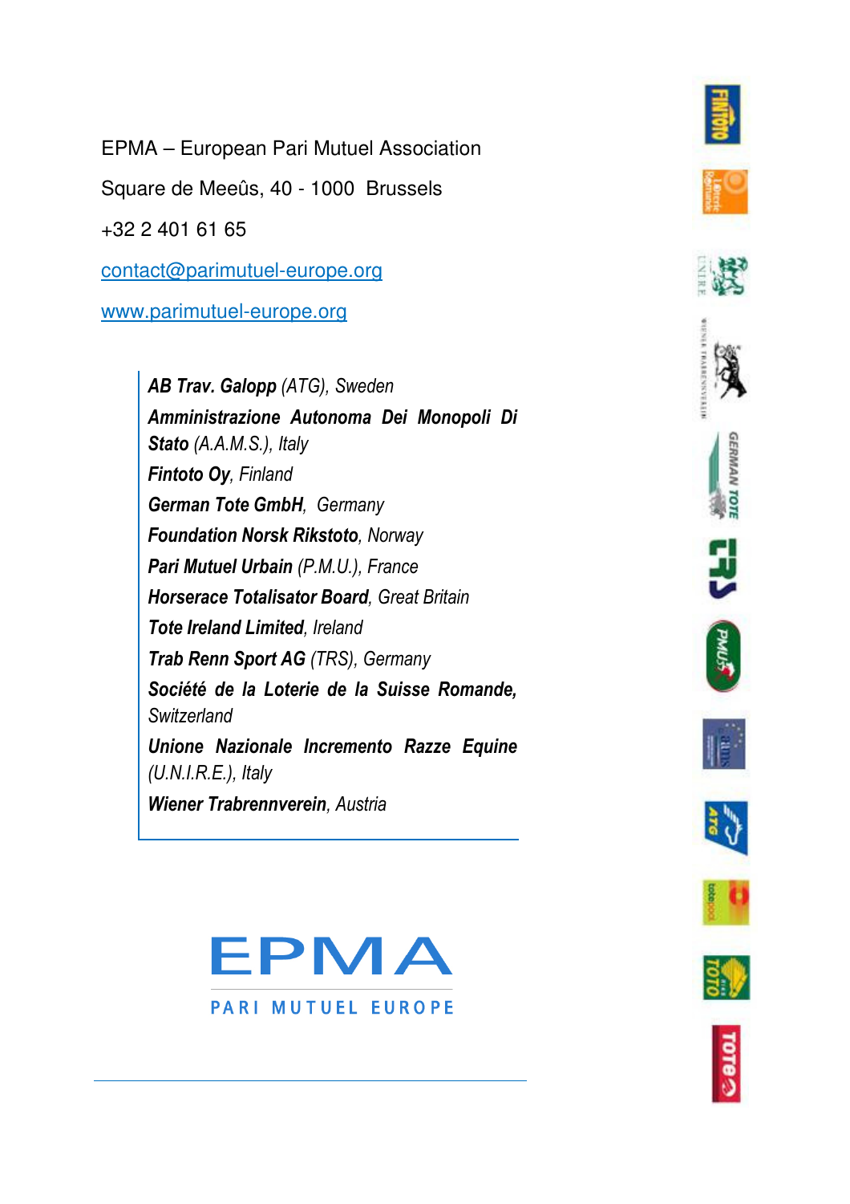EPMA – European Pari Mutuel Association

Square de Meeûs, 40 - 1000 Brussels

+32 2 401 61 65

contact@parimutuel-europe.org

www.parimutuel-europe.org

***AB Trav. Galopp*** *(ATG), Sweden*

***Amministrazione Autonoma Dei Monopoli Di Stato*** *(A.A.M.S.), Italy*

***Fintoto Oy****, Finland*

***German Tote GmbH****, Germany*

***Foundation Norsk Rikstoto****, Norway*

***Pari Mutuel Urbain*** *(P.M.U.), France*

***Horserace Totalisator Board****, Great Britain*

***Tote Ireland Limited****, Ireland*

***Trab Renn Sport AG*** *(TRS), Germany*

***Société de la Loterie de la Suisse Romande,*** *Switzerland*

***Unione Nazionale Incremento Razze Equine*** *(U.N.I.R.E.), Italy*

***Wiener Trabrennverein****, Austria*

EPMA

PARI MUTUEL EUROPE